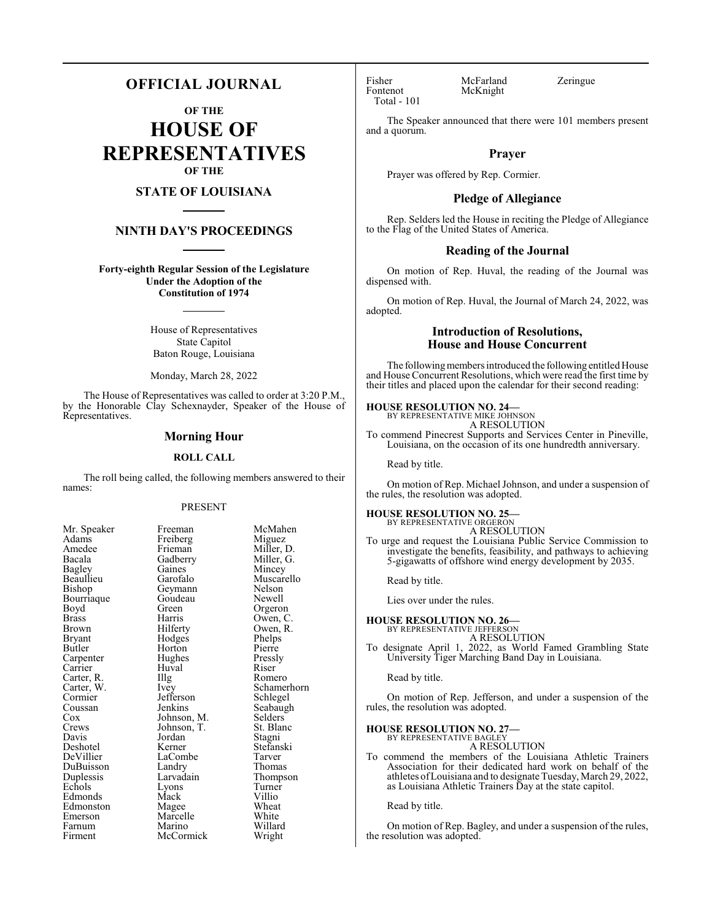# OFFICIAL JOURNAL

## OF THE

# HOUSE OF REPRESENTATIVES

## OF THE

## STATE OF LOUISIANA

## NINTH DAY'S PROCEEDINGS

**Forty-eighth Regular Session of the Legislature**
**Under the Adoption of the**
**Constitution of 1974**

House of Representatives
State Capitol
Baton Rouge, Louisiana

Monday, March 28, 2022

The House of Representatives was called to order at 3:20 P.M., by the Honorable Clay Schexnayder, Speaker of the House of Representatives.

## Morning Hour

### ROLL CALL

The roll being called, the following members answered to their names:

PRESENT

| | | |
|---|---|---|
| Mr. Speaker | Freeman | McMahen |
| Adams | Freiberg | Miguez |
| Amedee | Frieman | Miller, D. |
| Bacala | Gadberry | Miller, G. |
| Bagley | Gaines | Mincey |
| Beaullieu | Garofalo | Muscarello |
| Bishop | Geymann | Nelson |
| Bourriaque | Goudeau | Newell |
| Boyd | Green | Orgeron |
| Brass | Harris | Owen, C. |
| Brown | Hilferty | Owen, R. |
| Bryant | Hodges | Phelps |
| Butler | Horton | Pierre |
| Carpenter | Hughes | Pressly |
| Carrier | Huval | Riser |
| Carter, R. | Illg | Romero |
| Carter, W. | Ivey | Schamerhorn |
| Cormier | Jefferson | Schlegel |
| Coussan | Jenkins | Seabaugh |
| Cox | Johnson, M. | Selders |
| Crews | Johnson, T. | St. Blanc |
| Davis | Jordan | Stagni |
| Deshotel | Kerner | Stefanski |
| DeVillier | LaCombe | Tarver |
| DuBuisson | Landry | Thomas |
| Duplessis | Larvadain | Thompson |
| Echols | Lyons | Turner |
| Edmonds | Mack | Villio |
| Edmonston | Magee | Wheat |
| Emerson | Marcelle | White |
| Farnum | Marino | Willard |
| Firment | McCormick | Wright |
| Fisher | McFarland | Zeringue |
| Fontenot | McKnight | |

Total - 101

The Speaker announced that there were 101 members present and a quorum.

## Prayer

Prayer was offered by Rep. Cormier.

## Pledge of Allegiance

Rep. Selders led the House in reciting the Pledge of Allegiance to the Flag of the United States of America.

## Reading of the Journal

On motion of Rep. Huval, the reading of the Journal was dispensed with.

On motion of Rep. Huval, the Journal of March 24, 2022, was adopted.

## Introduction of Resolutions, House and House Concurrent

The following members introduced the following entitled House and House Concurrent Resolutions, which were read the first time by their titles and placed upon the calendar for their second reading:

**HOUSE RESOLUTION NO. 24—**
BY REPRESENTATIVE MIKE JOHNSON
A RESOLUTION
To commend Pinecrest Supports and Services Center in Pineville, Louisiana, on the occasion of its one hundredth anniversary.

Read by title.

On motion of Rep. Michael Johnson, and under a suspension of the rules, the resolution was adopted.

**HOUSE RESOLUTION NO. 25—**
BY REPRESENTATIVE ORGERON
A RESOLUTION
To urge and request the Louisiana Public Service Commission to investigate the benefits, feasibility, and pathways to achieving 5-gigawatts of offshore wind energy development by 2035.

Read by title.

Lies over under the rules.

**HOUSE RESOLUTION NO. 26—**
BY REPRESENTATIVE JEFFERSON
A RESOLUTION
To designate April 1, 2022, as World Famed Grambling State University Tiger Marching Band Day in Louisiana.

Read by title.

On motion of Rep. Jefferson, and under a suspension of the rules, the resolution was adopted.

**HOUSE RESOLUTION NO. 27—**
BY REPRESENTATIVE BAGLEY
A RESOLUTION
To commend the members of the Louisiana Athletic Trainers Association for their dedicated hard work on behalf of the athletes of Louisiana and to designate Tuesday, March 29, 2022, as Louisiana Athletic Trainers Day at the state capitol.

Read by title.

On motion of Rep. Bagley, and under a suspension of the rules, the resolution was adopted.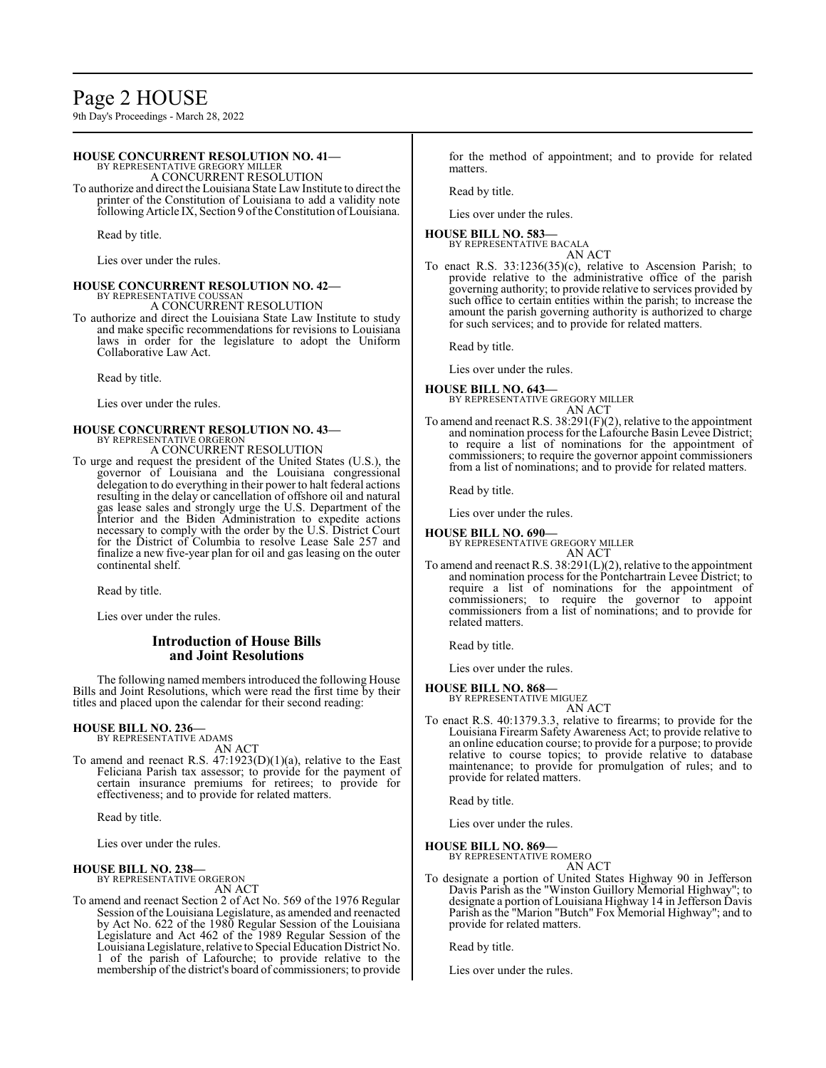**HOUSE CONCURRENT RESOLUTION NO. 41—**
BY REPRESENTATIVE GREGORY MILLER
A CONCURRENT RESOLUTION

To authorize and direct the Louisiana State Law Institute to direct the printer of the Constitution of Louisiana to add a validity note following Article IX, Section 9 of the Constitution of Louisiana.

Read by title.

Lies over under the rules.

**HOUSE CONCURRENT RESOLUTION NO. 42—**
BY REPRESENTATIVE COUSSAN
A CONCURRENT RESOLUTION

To authorize and direct the Louisiana State Law Institute to study and make specific recommendations for revisions to Louisiana laws in order for the legislature to adopt the Uniform Collaborative Law Act.

Read by title.

Lies over under the rules.

**HOUSE CONCURRENT RESOLUTION NO. 43—**
BY REPRESENTATIVE ORGERON
A CONCURRENT RESOLUTION

To urge and request the president of the United States (U.S.), the governor of Louisiana and the Louisiana congressional delegation to do everything in their power to halt federal actions resulting in the delay or cancellation of offshore oil and natural gas lease sales and strongly urge the U.S. Department of the Interior and the Biden Administration to expedite actions necessary to comply with the order by the U.S. District Court for the District of Columbia to resolve Lease Sale 257 and finalize a new five-year plan for oil and gas leasing on the outer continental shelf.

Read by title.

Lies over under the rules.

## Introduction of House Bills and Joint Resolutions

The following named members introduced the following House Bills and Joint Resolutions, which were read the first time by their titles and placed upon the calendar for their second reading:

**HOUSE BILL NO. 236—**
BY REPRESENTATIVE ADAMS
AN ACT

To amend and reenact R.S. 47:1923(D)(1)(a), relative to the East Feliciana Parish tax assessor; to provide for the payment of certain insurance premiums for retirees; to provide for effectiveness; and to provide for related matters.

Read by title.

Lies over under the rules.

**HOUSE BILL NO. 238—**
BY REPRESENTATIVE ORGERON
AN ACT

To amend and reenact Section 2 of Act No. 569 of the 1976 Regular Session of the Louisiana Legislature, as amended and reenacted by Act No. 622 of the 1980 Regular Session of the Louisiana Legislature and Act 462 of the 1989 Regular Session of the Louisiana Legislature, relative to Special Education District No. 1 of the parish of Lafourche; to provide relative to the membership of the district's board of commissioners; to provide for the method of appointment; and to provide for related matters.

Read by title.

Lies over under the rules.

**HOUSE BILL NO. 583—**
BY REPRESENTATIVE BACALA
AN ACT

To enact R.S. 33:1236(35)(c), relative to Ascension Parish; to provide relative to the administrative office of the parish governing authority; to provide relative to services provided by such office to certain entities within the parish; to increase the amount the parish governing authority is authorized to charge for such services; and to provide for related matters.

Read by title.

Lies over under the rules.

**HOUSE BILL NO. 643—**
BY REPRESENTATIVE GREGORY MILLER
AN ACT

To amend and reenact R.S. 38:291(F)(2), relative to the appointment and nomination process for the Lafourche Basin Levee District; to require a list of nominations for the appointment of commissioners; to require the governor appoint commissioners from a list of nominations; and to provide for related matters.

Read by title.

Lies over under the rules.

**HOUSE BILL NO. 690—**
BY REPRESENTATIVE GREGORY MILLER
AN ACT

To amend and reenact R.S. 38:291(L)(2), relative to the appointment and nomination process for the Pontchartrain Levee District; to require a list of nominations for the appointment of commissioners; to require the governor to appoint commissioners from a list of nominations; and to provide for related matters.

Read by title.

Lies over under the rules.

**HOUSE BILL NO. 868—**
BY REPRESENTATIVE MIGUEZ
AN ACT

To enact R.S. 40:1379.3.3, relative to firearms; to provide for the Louisiana Firearm Safety Awareness Act; to provide relative to an online education course; to provide for a purpose; to provide relative to course topics; to provide relative to database maintenance; to provide for promulgation of rules; and to provide for related matters.

Read by title.

Lies over under the rules.

**HOUSE BILL NO. 869—**
BY REPRESENTATIVE ROMERO
AN ACT

To designate a portion of United States Highway 90 in Jefferson Davis Parish as the "Winston Guillory Memorial Highway"; to designate a portion of Louisiana Highway 14 in Jefferson Davis Parish as the "Marion "Butch" Fox Memorial Highway"; and to provide for related matters.

Read by title.

Lies over under the rules.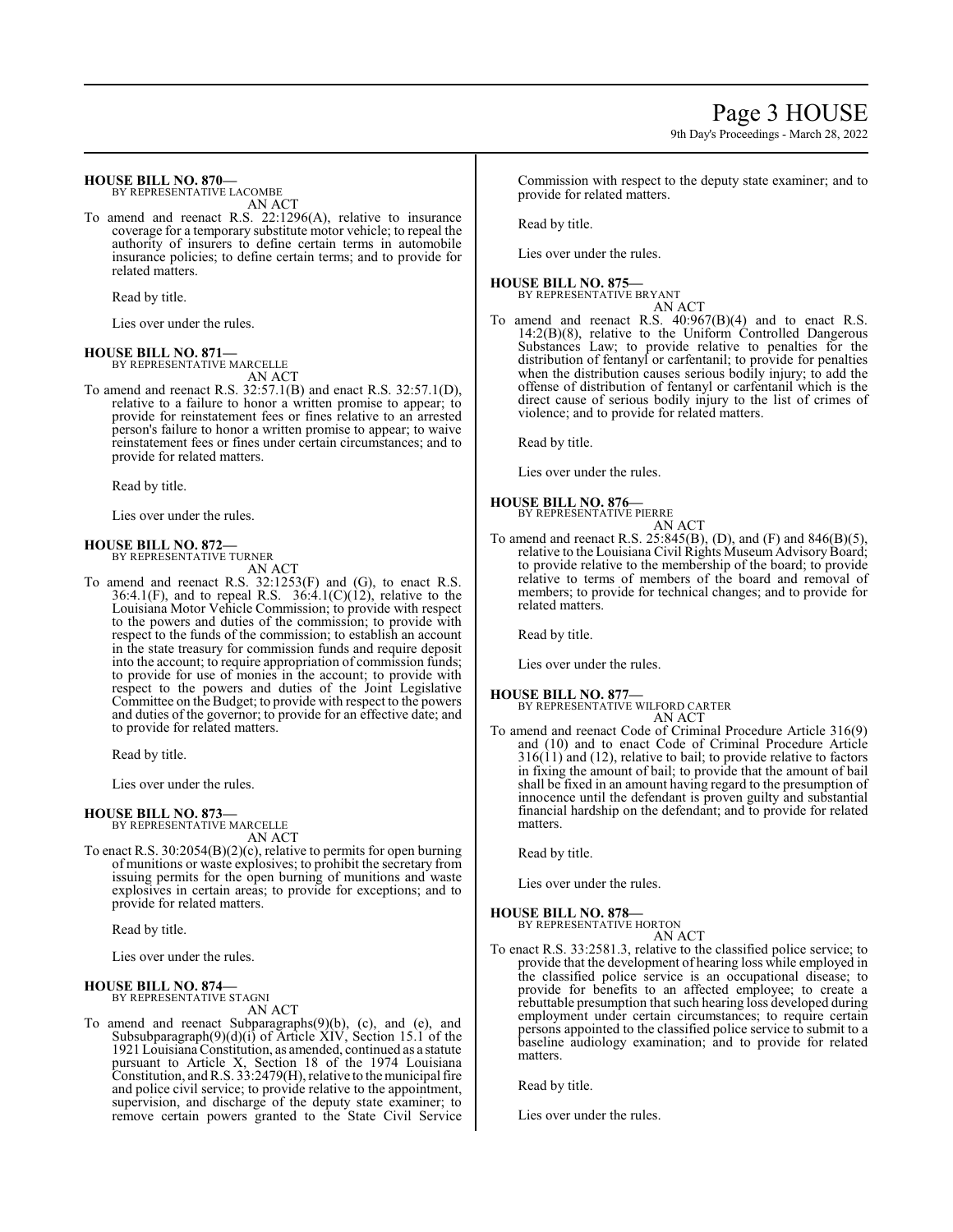**HOUSE BILL NO. 870—**
BY REPRESENTATIVE LACOMBE
AN ACT

To amend and reenact R.S. 22:1296(A), relative to insurance coverage for a temporary substitute motor vehicle; to repeal the authority of insurers to define certain terms in automobile insurance policies; to define certain terms; and to provide for related matters.

Read by title.

Lies over under the rules.

**HOUSE BILL NO. 871—**
BY REPRESENTATIVE MARCELLE
AN ACT

To amend and reenact R.S. 32:57.1(B) and enact R.S. 32:57.1(D), relative to a failure to honor a written promise to appear; to provide for reinstatement fees or fines relative to an arrested person's failure to honor a written promise to appear; to waive reinstatement fees or fines under certain circumstances; and to provide for related matters.

Read by title.

Lies over under the rules.

**HOUSE BILL NO. 872—**
BY REPRESENTATIVE TURNER
AN ACT

To amend and reenact R.S. 32:1253(F) and (G), to enact R.S. 36:4.1(F), and to repeal R.S. 36:4.1(C)(12), relative to the Louisiana Motor Vehicle Commission; to provide with respect to the powers and duties of the commission; to provide with respect to the funds of the commission; to establish an account in the state treasury for commission funds and require deposit into the account; to require appropriation of commission funds; to provide for use of monies in the account; to provide with respect to the powers and duties of the Joint Legislative Committee on the Budget; to provide with respect to the powers and duties of the governor; to provide for an effective date; and to provide for related matters.

Read by title.

Lies over under the rules.

**HOUSE BILL NO. 873—**
BY REPRESENTATIVE MARCELLE
AN ACT

To enact R.S. 30:2054(B)(2)(c), relative to permits for open burning of munitions or waste explosives; to prohibit the secretary from issuing permits for the open burning of munitions and waste explosives in certain areas; to provide for exceptions; and to provide for related matters.

Read by title.

Lies over under the rules.

**HOUSE BILL NO. 874—**
BY REPRESENTATIVE STAGNI
AN ACT

To amend and reenact Subparagraphs(9)(b), (c), and (e), and Subsubparagraph(9)(d)(i) of Article XIV, Section 15.1 of the 1921 Louisiana Constitution, as amended, continued as a statute pursuant to Article X, Section 18 of the 1974 Louisiana Constitution, and R.S. 33:2479(H), relative to the municipal fire and police civil service; to provide relative to the appointment, supervision, and discharge of the deputy state examiner; to remove certain powers granted to the State Civil Service Commission with respect to the deputy state examiner; and to provide for related matters.

Read by title.

Lies over under the rules.

**HOUSE BILL NO. 875—**
BY REPRESENTATIVE BRYANT
AN ACT

To amend and reenact R.S. 40:967(B)(4) and to enact R.S. 14:2(B)(8), relative to the Uniform Controlled Dangerous Substances Law; to provide relative to penalties for the distribution of fentanyl or carfentanil; to provide for penalties when the distribution causes serious bodily injury; to add the offense of distribution of fentanyl or carfentanil which is the direct cause of serious bodily injury to the list of crimes of violence; and to provide for related matters.

Read by title.

Lies over under the rules.

**HOUSE BILL NO. 876—**
BY REPRESENTATIVE PIERRE
AN ACT

To amend and reenact R.S. 25:845(B), (D), and (F) and 846(B)(5), relative to the Louisiana Civil Rights Museum Advisory Board; to provide relative to the membership of the board; to provide relative to terms of members of the board and removal of members; to provide for technical changes; and to provide for related matters.

Read by title.

Lies over under the rules.

**HOUSE BILL NO. 877—**
BY REPRESENTATIVE WILFORD CARTER
AN ACT

To amend and reenact Code of Criminal Procedure Article 316(9) and (10) and to enact Code of Criminal Procedure Article 316(11) and (12), relative to bail; to provide relative to factors in fixing the amount of bail; to provide that the amount of bail shall be fixed in an amount having regard to the presumption of innocence until the defendant is proven guilty and substantial financial hardship on the defendant; and to provide for related matters.

Read by title.

Lies over under the rules.

**HOUSE BILL NO. 878—**
BY REPRESENTATIVE HORTON
AN ACT

To enact R.S. 33:2581.3, relative to the classified police service; to provide that the development of hearing loss while employed in the classified police service is an occupational disease; to provide for benefits to an affected employee; to create a rebuttable presumption that such hearing loss developed during employment under certain circumstances; to require certain persons appointed to the classified police service to submit to a baseline audiology examination; and to provide for related matters.

Read by title.

Lies over under the rules.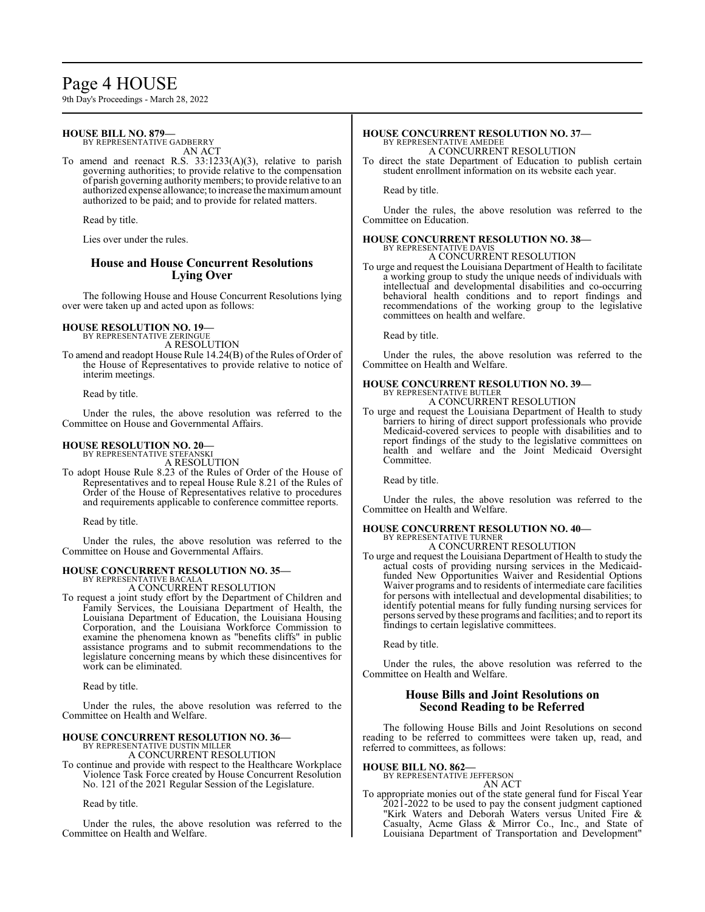**HOUSE BILL NO. 879—**
BY REPRESENTATIVE GADBERRY
AN ACT

To amend and reenact R.S. 33:1233(A)(3), relative to parish governing authorities; to provide relative to the compensation of parish governing authority members; to provide relative to an authorized expense allowance; to increase the maximum amount authorized to be paid; and to provide for related matters.

Read by title.

Lies over under the rules.

## House and House Concurrent Resolutions Lying Over

The following House and House Concurrent Resolutions lying over were taken up and acted upon as follows:

**HOUSE RESOLUTION NO. 19—**
BY REPRESENTATIVE ZERINGUE
A RESOLUTION

To amend and readopt House Rule 14.24(B) of the Rules of Order of the House of Representatives to provide relative to notice of interim meetings.

Read by title.

Under the rules, the above resolution was referred to the Committee on House and Governmental Affairs.

**HOUSE RESOLUTION NO. 20—**
BY REPRESENTATIVE STEFANSKI
A RESOLUTION

To adopt House Rule 8.23 of the Rules of Order of the House of Representatives and to repeal House Rule 8.21 of the Rules of Order of the House of Representatives relative to procedures and requirements applicable to conference committee reports.

Read by title.

Under the rules, the above resolution was referred to the Committee on House and Governmental Affairs.

**HOUSE CONCURRENT RESOLUTION NO. 35—**
BY REPRESENTATIVE BACALA
A CONCURRENT RESOLUTION

To request a joint study effort by the Department of Children and Family Services, the Louisiana Department of Health, the Louisiana Department of Education, the Louisiana Housing Corporation, and the Louisiana Workforce Commission to examine the phenomena known as "benefits cliffs" in public assistance programs and to submit recommendations to the legislature concerning means by which these disincentives for work can be eliminated.

Read by title.

Under the rules, the above resolution was referred to the Committee on Health and Welfare.

**HOUSE CONCURRENT RESOLUTION NO. 36—**
BY REPRESENTATIVE DUSTIN MILLER
A CONCURRENT RESOLUTION

To continue and provide with respect to the Healthcare Workplace Violence Task Force created by House Concurrent Resolution No. 121 of the 2021 Regular Session of the Legislature.

Read by title.

Under the rules, the above resolution was referred to the Committee on Health and Welfare.

**HOUSE CONCURRENT RESOLUTION NO. 37—**
BY REPRESENTATIVE AMEDEE
A CONCURRENT RESOLUTION

To direct the state Department of Education to publish certain student enrollment information on its website each year.

Read by title.

Under the rules, the above resolution was referred to the Committee on Education.

**HOUSE CONCURRENT RESOLUTION NO. 38—**
BY REPRESENTATIVE DAVIS
A CONCURRENT RESOLUTION

To urge and request the Louisiana Department of Health to facilitate a working group to study the unique needs of individuals with intellectual and developmental disabilities and co-occurring behavioral health conditions and to report findings and recommendations of the working group to the legislative committees on health and welfare.

Read by title.

Under the rules, the above resolution was referred to the Committee on Health and Welfare.

**HOUSE CONCURRENT RESOLUTION NO. 39—**
BY REPRESENTATIVE BUTLER
A CONCURRENT RESOLUTION

To urge and request the Louisiana Department of Health to study barriers to hiring of direct support professionals who provide Medicaid-covered services to people with disabilities and to report findings of the study to the legislative committees on health and welfare and the Joint Medicaid Oversight Committee.

Read by title.

Under the rules, the above resolution was referred to the Committee on Health and Welfare.

**HOUSE CONCURRENT RESOLUTION NO. 40—**
BY REPRESENTATIVE TURNER
A CONCURRENT RESOLUTION

To urge and request the Louisiana Department of Health to study the actual costs of providing nursing services in the Medicaid-funded New Opportunities Waiver and Residential Options Waiver programs and to residents of intermediate care facilities for persons with intellectual and developmental disabilities; to identify potential means for fully funding nursing services for persons served by these programs and facilities; and to report its findings to certain legislative committees.

Read by title.

Under the rules, the above resolution was referred to the Committee on Health and Welfare.

## House Bills and Joint Resolutions on Second Reading to be Referred

The following House Bills and Joint Resolutions on second reading to be referred to committees were taken up, read, and referred to committees, as follows:

**HOUSE BILL NO. 862—**
BY REPRESENTATIVE JEFFERSON
AN ACT

To appropriate monies out of the state general fund for Fiscal Year 2021-2022 to be used to pay the consent judgment captioned "Kirk Waters and Deborah Waters versus United Fire & Casualty, Acme Glass & Mirror Co., Inc., and State of Louisiana Department of Transportation and Development"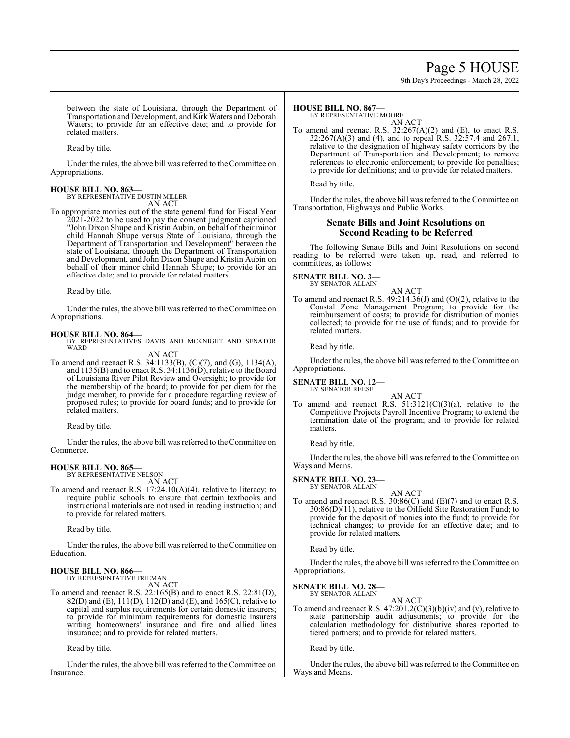between the state of Louisiana, through the Department of Transportation and Development, and Kirk Waters and Deborah Waters; to provide for an effective date; and to provide for related matters.

Read by title.

Under the rules, the above bill was referred to the Committee on Appropriations.

**HOUSE BILL NO. 863—**
BY REPRESENTATIVE DUSTIN MILLER
AN ACT

To appropriate monies out of the state general fund for Fiscal Year 2021-2022 to be used to pay the consent judgment captioned "John Dixon Shupe and Kristin Aubin, on behalf of their minor child Hannah Shupe versus State of Louisiana, through the Department of Transportation and Development" between the state of Louisiana, through the Department of Transportation and Development, and John Dixon Shupe and Kristin Aubin on behalf of their minor child Hannah Shupe; to provide for an effective date; and to provide for related matters.

Read by title.

Under the rules, the above bill was referred to the Committee on Appropriations.

**HOUSE BILL NO. 864—**
BY REPRESENTATIVES DAVIS AND MCKNIGHT AND SENATOR WARD
AN ACT

To amend and reenact R.S. 34:1133(B), (C)(7), and (G), 1134(A), and 1135(B) and to enact R.S. 34:1136(D), relative to the Board of Louisiana River Pilot Review and Oversight; to provide for the membership of the board; to provide for per diem for the judge member; to provide for a procedure regarding review of proposed rules; to provide for board funds; and to provide for related matters.

Read by title.

Under the rules, the above bill was referred to the Committee on Commerce.

**HOUSE BILL NO. 865—**
BY REPRESENTATIVE NELSON
AN ACT

To amend and reenact R.S. 17:24.10(A)(4), relative to literacy; to require public schools to ensure that certain textbooks and instructional materials are not used in reading instruction; and to provide for related matters.

Read by title.

Under the rules, the above bill was referred to the Committee on Education.

**HOUSE BILL NO. 866—**
BY REPRESENTATIVE FRIEMAN
AN ACT

To amend and reenact R.S. 22:165(B) and to enact R.S. 22:81(D), 82(D) and (E), 111(D), 112(D) and (E), and 165(C), relative to capital and surplus requirements for certain domestic insurers; to provide for minimum requirements for domestic insurers writing homeowners' insurance and fire and allied lines insurance; and to provide for related matters.

Read by title.

Under the rules, the above bill was referred to the Committee on Insurance.

**HOUSE BILL NO. 867—**
BY REPRESENTATIVE MOORE
AN ACT

To amend and reenact R.S. 32:267(A)(2) and (E), to enact R.S. 32:267(A)(3) and (4), and to repeal R.S. 32:57.4 and 267.1, relative to the designation of highway safety corridors by the Department of Transportation and Development; to remove references to electronic enforcement; to provide for penalties; to provide for definitions; and to provide for related matters.

Read by title.

Under the rules, the above bill was referred to the Committee on Transportation, Highways and Public Works.

## Senate Bills and Joint Resolutions on Second Reading to be Referred

The following Senate Bills and Joint Resolutions on second reading to be referred were taken up, read, and referred to committees, as follows:

**SENATE BILL NO. 3—**
BY SENATOR ALLAIN
AN ACT

To amend and reenact R.S. 49:214.36(J) and (O)(2), relative to the Coastal Zone Management Program; to provide for the reimbursement of costs; to provide for distribution of monies collected; to provide for the use of funds; and to provide for related matters.

Read by title.

Under the rules, the above bill was referred to the Committee on Appropriations.

**SENATE BILL NO. 12—**
BY SENATOR REESE
AN ACT

To amend and reenact R.S. 51:3121(C)(3)(a), relative to the Competitive Projects Payroll Incentive Program; to extend the termination date of the program; and to provide for related matters.

Read by title.

Under the rules, the above bill was referred to the Committee on Ways and Means.

**SENATE BILL NO. 23—**
BY SENATOR ALLAIN
AN ACT

To amend and reenact R.S. 30:86(C) and (E)(7) and to enact R.S. 30:86(D)(11), relative to the Oilfield Site Restoration Fund; to provide for the deposit of monies into the fund; to provide for technical changes; to provide for an effective date; and to provide for related matters.

Read by title.

Under the rules, the above bill was referred to the Committee on Appropriations.

**SENATE BILL NO. 28—**
BY SENATOR ALLAIN
AN ACT

To amend and reenact R.S. 47:201.2(C)(3)(b)(iv) and (v), relative to state partnership audit adjustments; to provide for the calculation methodology for distributive shares reported to tiered partners; and to provide for related matters.

Read by title.

Under the rules, the above bill was referred to the Committee on Ways and Means.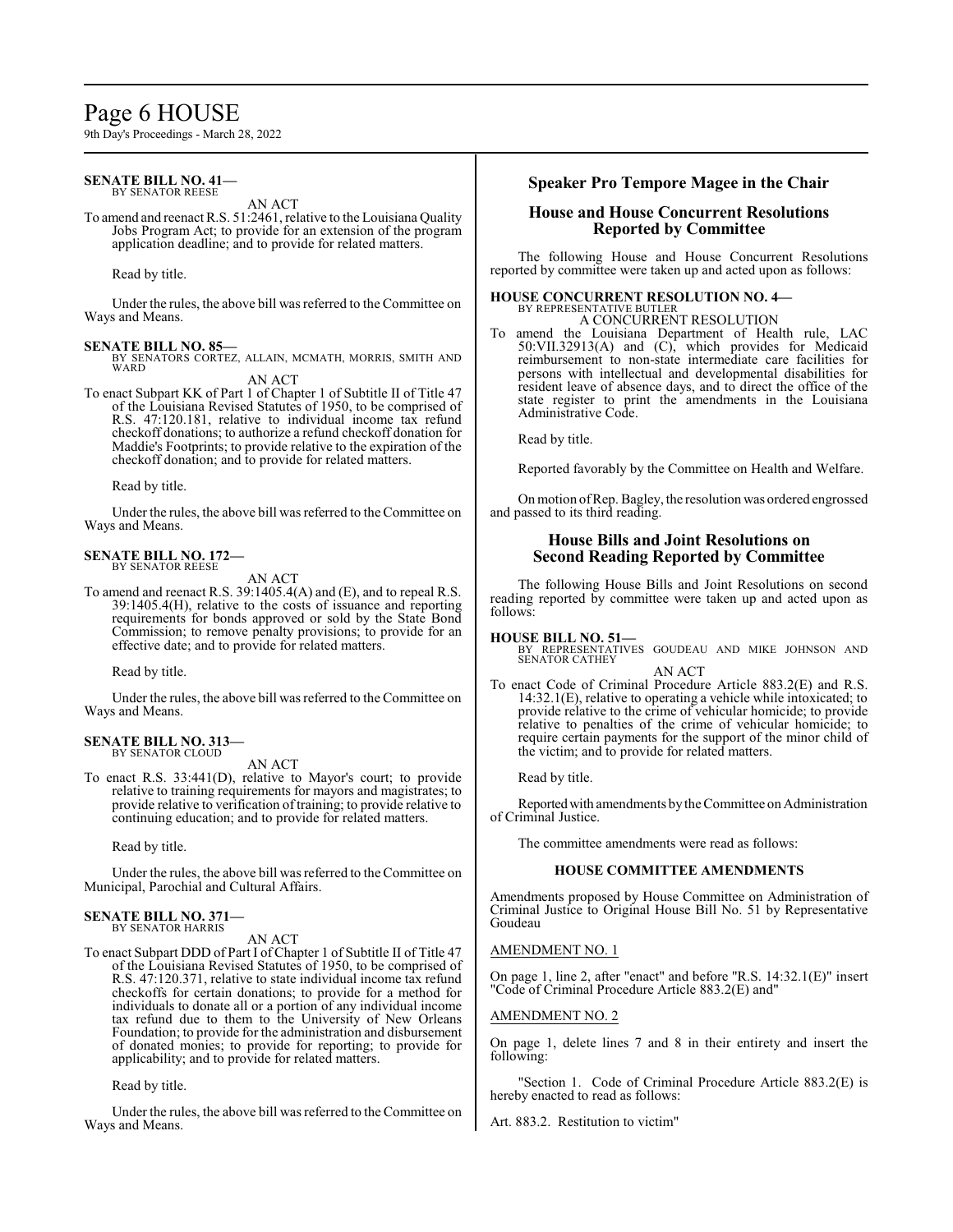**SENATE BILL NO. 41—**
BY SENATOR REESE

AN ACT

To amend and reenact R.S. 51:2461, relative to the Louisiana Quality Jobs Program Act; to provide for an extension of the program application deadline; and to provide for related matters.

Read by title.

Under the rules, the above bill was referred to the Committee on Ways and Means.

**SENATE BILL NO. 85—**
BY SENATORS CORTEZ, ALLAIN, MCMATH, MORRIS, SMITH AND WARD

AN ACT

To enact Subpart KK of Part 1 of Chapter 1 of Subtitle II of Title 47 of the Louisiana Revised Statutes of 1950, to be comprised of R.S. 47:120.181, relative to individual income tax refund checkoff donations; to authorize a refund checkoff donation for Maddie's Footprints; to provide relative to the expiration of the checkoff donation; and to provide for related matters.

Read by title.

Under the rules, the above bill was referred to the Committee on Ways and Means.

**SENATE BILL NO. 172—**
BY SENATOR REESE

AN ACT

To amend and reenact R.S. 39:1405.4(A) and (E), and to repeal R.S. 39:1405.4(H), relative to the costs of issuance and reporting requirements for bonds approved or sold by the State Bond Commission; to remove penalty provisions; to provide for an effective date; and to provide for related matters.

Read by title.

Under the rules, the above bill was referred to the Committee on Ways and Means.

**SENATE BILL NO. 313—**
BY SENATOR CLOUD

AN ACT

To enact R.S. 33:441(D), relative to Mayor's court; to provide relative to training requirements for mayors and magistrates; to provide relative to verification of training; to provide relative to continuing education; and to provide for related matters.

Read by title.

Under the rules, the above bill was referred to the Committee on Municipal, Parochial and Cultural Affairs.

**SENATE BILL NO. 371—**
BY SENATOR HARRIS

AN ACT

To enact Subpart DDD of Part I of Chapter 1 of Subtitle II of Title 47 of the Louisiana Revised Statutes of 1950, to be comprised of R.S. 47:120.371, relative to state individual income tax refund checkoffs for certain donations; to provide for a method for individuals to donate all or a portion of any individual income tax refund due to them to the University of New Orleans Foundation; to provide for the administration and disbursement of donated monies; to provide for reporting; to provide for applicability; and to provide for related matters.

Read by title.

Under the rules, the above bill was referred to the Committee on Ways and Means.

## Speaker Pro Tempore Magee in the Chair

## House and House Concurrent Resolutions Reported by Committee

The following House and House Concurrent Resolutions reported by committee were taken up and acted upon as follows:

**HOUSE CONCURRENT RESOLUTION NO. 4—**
BY REPRESENTATIVE BUTLER

A CONCURRENT RESOLUTION

To amend the Louisiana Department of Health rule, LAC 50:VII.32913(A) and (C), which provides for Medicaid reimbursement to non-state intermediate care facilities for persons with intellectual and developmental disabilities for resident leave of absence days, and to direct the office of the state register to print the amendments in the Louisiana Administrative Code.

Read by title.

Reported favorably by the Committee on Health and Welfare.

On motion of Rep. Bagley, the resolution was ordered engrossed and passed to its third reading.

## House Bills and Joint Resolutions on Second Reading Reported by Committee

The following House Bills and Joint Resolutions on second reading reported by committee were taken up and acted upon as follows:

**HOUSE BILL NO. 51—**
BY REPRESENTATIVES GOUDEAU AND MIKE JOHNSON AND SENATOR CATHEY

AN ACT

To enact Code of Criminal Procedure Article 883.2(E) and R.S. 14:32.1(E), relative to operating a vehicle while intoxicated; to provide relative to the crime of vehicular homicide; to provide relative to penalties of the crime of vehicular homicide; to require certain payments for the support of the minor child of the victim; and to provide for related matters.

Read by title.

Reported with amendments by the Committee on Administration of Criminal Justice.

The committee amendments were read as follows:

### HOUSE COMMITTEE AMENDMENTS

Amendments proposed by House Committee on Administration of Criminal Justice to Original House Bill No. 51 by Representative Goudeau

AMENDMENT NO. 1

On page 1, line 2, after "enact" and before "R.S. 14:32.1(E)" insert "Code of Criminal Procedure Article 883.2(E) and"

AMENDMENT NO. 2

On page 1, delete lines 7 and 8 in their entirety and insert the following:

"Section 1. Code of Criminal Procedure Article 883.2(E) is hereby enacted to read as follows:

Art. 883.2. Restitution to victim"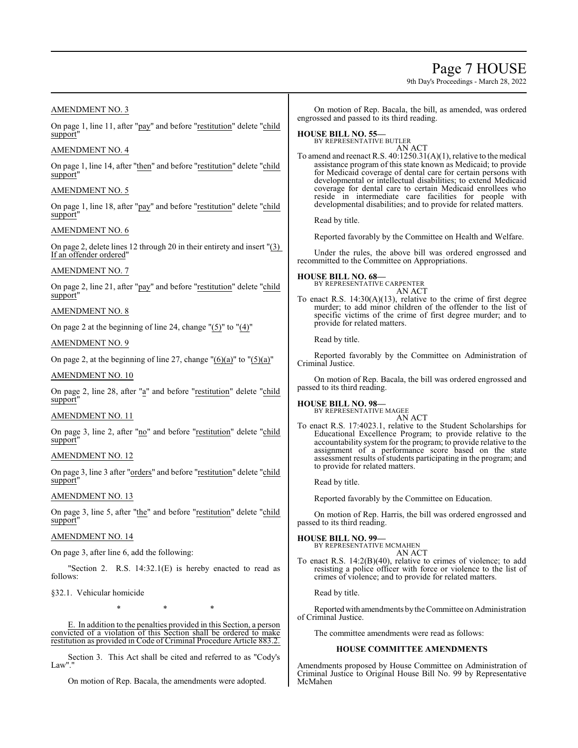AMENDMENT NO. 3

On page 1, line 11, after "<u>pay</u>" and before "<u>restitution</u>" delete "<u>child support</u>"

AMENDMENT NO. 4

On page 1, line 14, after "<u>then</u>" and before "<u>restitution</u>" delete "<u>child support</u>"

AMENDMENT NO. 5

On page 1, line 18, after "<u>pay</u>" and before "<u>restitution</u>" delete "<u>child support</u>"

AMENDMENT NO. 6

On page 2, delete lines 12 through 20 in their entirety and insert "<u>(3) If an offender ordered</u>"

AMENDMENT NO. 7

On page 2, line 21, after "<u>pay</u>" and before "<u>restitution</u>" delete "<u>child support</u>"

AMENDMENT NO. 8

On page 2 at the beginning of line 24, change "<u>(5)</u>" to "<u>(4)</u>"

AMENDMENT NO. 9

On page 2, at the beginning of line 27, change "<u>(6)(a)</u>" to "<u>(5)(a)</u>"

AMENDMENT NO. 10

On page 2, line 28, after "<u>a</u>" and before "<u>restitution</u>" delete "<u>child support</u>"

AMENDMENT NO. 11

On page 3, line 2, after "<u>no</u>" and before "<u>restitution</u>" delete "<u>child support</u>"

AMENDMENT NO. 12

On page 3, line 3 after "<u>orders</u>" and before "<u>restitution</u>" delete "<u>child support</u>"

AMENDMENT NO. 13

On page 3, line 5, after "<u>the</u>" and before "<u>restitution</u>" delete "<u>child support</u>"

AMENDMENT NO. 14

On page 3, after line 6, add the following:

"Section 2. R.S. 14:32.1(E) is hereby enacted to read as follows:

§32.1. Vehicular homicide

\* \* \*

<u>E. In addition to the penalties provided in this Section, a person convicted of a violation of this Section shall be ordered to make restitution as provided in Code of Criminal Procedure Article 883.2.</u>

Section 3. This Act shall be cited and referred to as "Cody's Law"."

On motion of Rep. Bacala, the amendments were adopted.

On motion of Rep. Bacala, the bill, as amended, was ordered engrossed and passed to its third reading.

**HOUSE BILL NO. 55—**
BY REPRESENTATIVE BUTLER
AN ACT

To amend and reenact R.S. 40:1250.31(A)(1), relative to the medical assistance program of this state known as Medicaid; to provide for Medicaid coverage of dental care for certain persons with developmental or intellectual disabilities; to extend Medicaid coverage for dental care to certain Medicaid enrollees who reside in intermediate care facilities for people with developmental disabilities; and to provide for related matters.

Read by title.

Reported favorably by the Committee on Health and Welfare.

Under the rules, the above bill was ordered engrossed and recommitted to the Committee on Appropriations.

**HOUSE BILL NO. 68—**
BY REPRESENTATIVE CARPENTER
AN ACT

To enact R.S. 14:30(A)(13), relative to the crime of first degree murder; to add minor children of the offender to the list of specific victims of the crime of first degree murder; and to provide for related matters.

Read by title.

Reported favorably by the Committee on Administration of Criminal Justice.

On motion of Rep. Bacala, the bill was ordered engrossed and passed to its third reading.

**HOUSE BILL NO. 98—**
BY REPRESENTATIVE MAGEE
AN ACT

To enact R.S. 17:4023.1, relative to the Student Scholarships for Educational Excellence Program; to provide relative to the accountability system for the program; to provide relative to the assignment of a performance score based on the state assessment results of students participating in the program; and to provide for related matters.

Read by title.

Reported favorably by the Committee on Education.

On motion of Rep. Harris, the bill was ordered engrossed and passed to its third reading.

**HOUSE BILL NO. 99—**
BY REPRESENTATIVE MCMAHEN
AN ACT

To enact R.S. 14:2(B)(40), relative to crimes of violence; to add resisting a police officer with force or violence to the list of crimes of violence; and to provide for related matters.

Read by title.

Reported with amendments by the Committee on Administration of Criminal Justice.

The committee amendments were read as follows:

**HOUSE COMMITTEE AMENDMENTS**

Amendments proposed by House Committee on Administration of Criminal Justice to Original House Bill No. 99 by Representative McMahen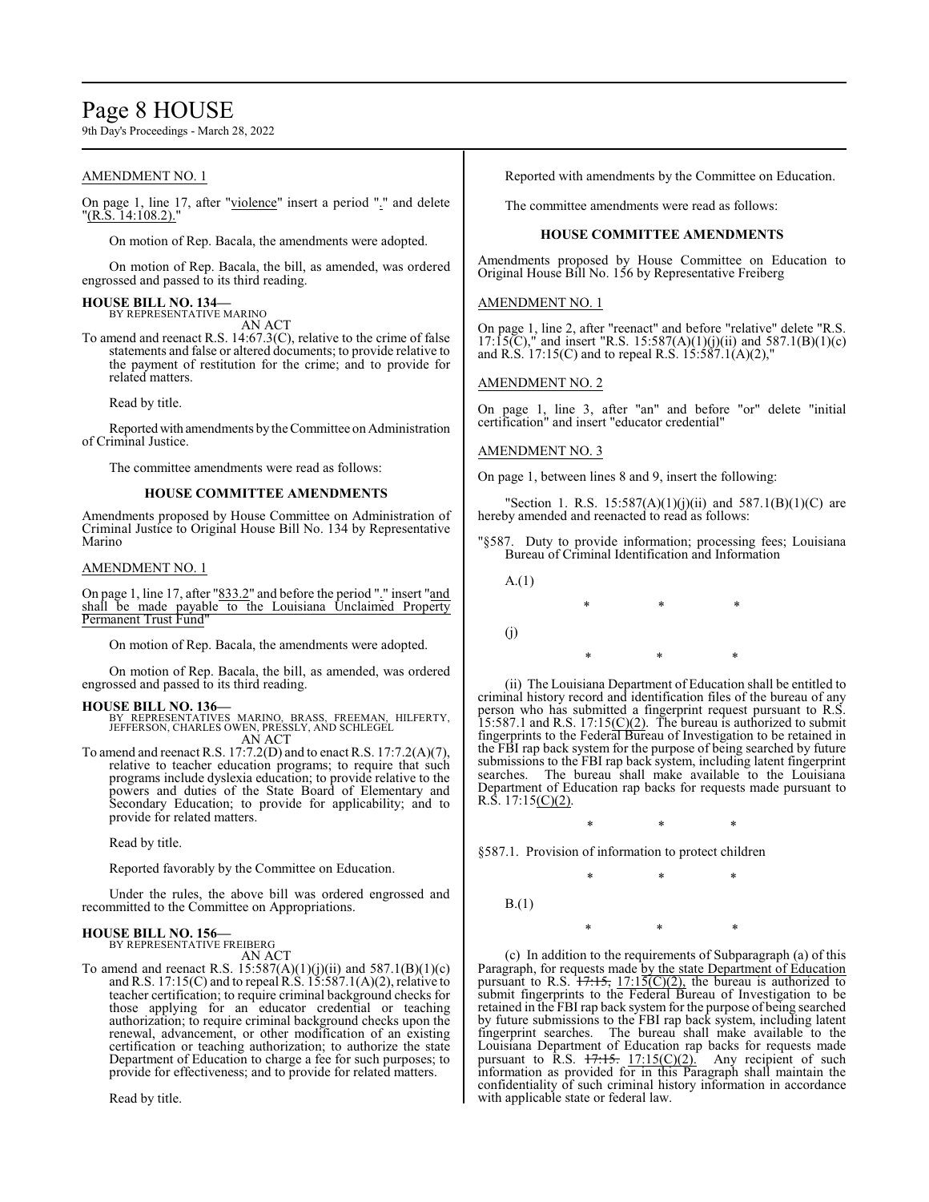AMENDMENT NO. 1

On page 1, line 17, after "violence" insert a period "." and delete "(R.S. 14:108.2)."

On motion of Rep. Bacala, the amendments were adopted.

On motion of Rep. Bacala, the bill, as amended, was ordered engrossed and passed to its third reading.

**HOUSE BILL NO. 134—**
BY REPRESENTATIVE MARINO
AN ACT
To amend and reenact R.S. 14:67.3(C), relative to the crime of false statements and false or altered documents; to provide relative to the payment of restitution for the crime; and to provide for related matters.

Read by title.

Reported with amendments by the Committee on Administration of Criminal Justice.

The committee amendments were read as follows:

**HOUSE COMMITTEE AMENDMENTS**

Amendments proposed by House Committee on Administration of Criminal Justice to Original House Bill No. 134 by Representative Marino

AMENDMENT NO. 1

On page 1, line 17, after "833.2" and before the period "." insert "and shall be made payable to the Louisiana Unclaimed Property Permanent Trust Fund"

On motion of Rep. Bacala, the amendments were adopted.

On motion of Rep. Bacala, the bill, as amended, was ordered engrossed and passed to its third reading.

**HOUSE BILL NO. 136—**
BY REPRESENTATIVES MARINO, BRASS, FREEMAN, HILFERTY, JEFFERSON, CHARLES OWEN, PRESSLY, AND SCHLEGEL
AN ACT
To amend and reenact R.S. 17:7.2(D) and to enact R.S. 17:7.2(A)(7), relative to teacher education programs; to require that such programs include dyslexia education; to provide relative to the powers and duties of the State Board of Elementary and Secondary Education; to provide for applicability; and to provide for related matters.

Read by title.

Reported favorably by the Committee on Education.

Under the rules, the above bill was ordered engrossed and recommitted to the Committee on Appropriations.

**HOUSE BILL NO. 156—**
BY REPRESENTATIVE FREIBERG
AN ACT
To amend and reenact R.S. 15:587(A)(1)(j)(ii) and 587.1(B)(1)(c) and R.S. 17:15(C) and to repeal R.S. 15:587.1(A)(2), relative to teacher certification; to require criminal background checks for those applying for an educator credential or teaching authorization; to require criminal background checks upon the renewal, advancement, or other modification of an existing certification or teaching authorization; to authorize the state Department of Education to charge a fee for such purposes; to provide for effectiveness; and to provide for related matters.

Read by title.

Reported with amendments by the Committee on Education.

The committee amendments were read as follows:

**HOUSE COMMITTEE AMENDMENTS**

Amendments proposed by House Committee on Education to Original House Bill No. 156 by Representative Freiberg

AMENDMENT NO. 1

On page 1, line 2, after "reenact" and before "relative" delete "R.S. 17:15(C)," and insert "R.S. 15:587(A)(1)(j)(ii) and 587.1(B)(1)(c) and R.S. 17:15(C) and to repeal R.S. 15:587.1(A)(2),"

AMENDMENT NO. 2

On page 1, line 3, after "an" and before "or" delete "initial certification" and insert "educator credential"

AMENDMENT NO. 3

On page 1, between lines 8 and 9, insert the following:

"Section 1. R.S. 15:587(A)(1)(j)(ii) and 587.1(B)(1)(C) are hereby amended and reenacted to read as follows:

"§587. Duty to provide information; processing fees; Louisiana Bureau of Criminal Identification and Information

A.(1)

\* \* \*

(j)

\* \* \*

(ii) The Louisiana Department of Education shall be entitled to criminal history record and identification files of the bureau of any person who has submitted a fingerprint request pursuant to R.S. 15:587.1 and R.S. 17:15(C)(2). The bureau is authorized to submit fingerprints to the Federal Bureau of Investigation to be retained in the FBI rap back system for the purpose of being searched by future submissions to the FBI rap back system, including latent fingerprint searches. The bureau shall make available to the Louisiana Department of Education rap backs for requests made pursuant to R.S. 17:15(C)(2).

\* \* \*

§587.1. Provision of information to protect children

\* \* \*

B.(1)

\* \* \*

(c) In addition to the requirements of Subparagraph (a) of this Paragraph, for requests made by the state Department of Education pursuant to R.S. ~~17:15,~~ 17:15(C)(2), the bureau is authorized to submit fingerprints to the Federal Bureau of Investigation to be retained in the FBI rap back system for the purpose of being searched by future submissions to the FBI rap back system, including latent fingerprint searches. The bureau shall make available to the Louisiana Department of Education rap backs for requests made pursuant to R.S. ~~17:15.~~ 17:15(C)(2). Any recipient of such information as provided for in this Paragraph shall maintain the confidentiality of such criminal history information in accordance with applicable state or federal law.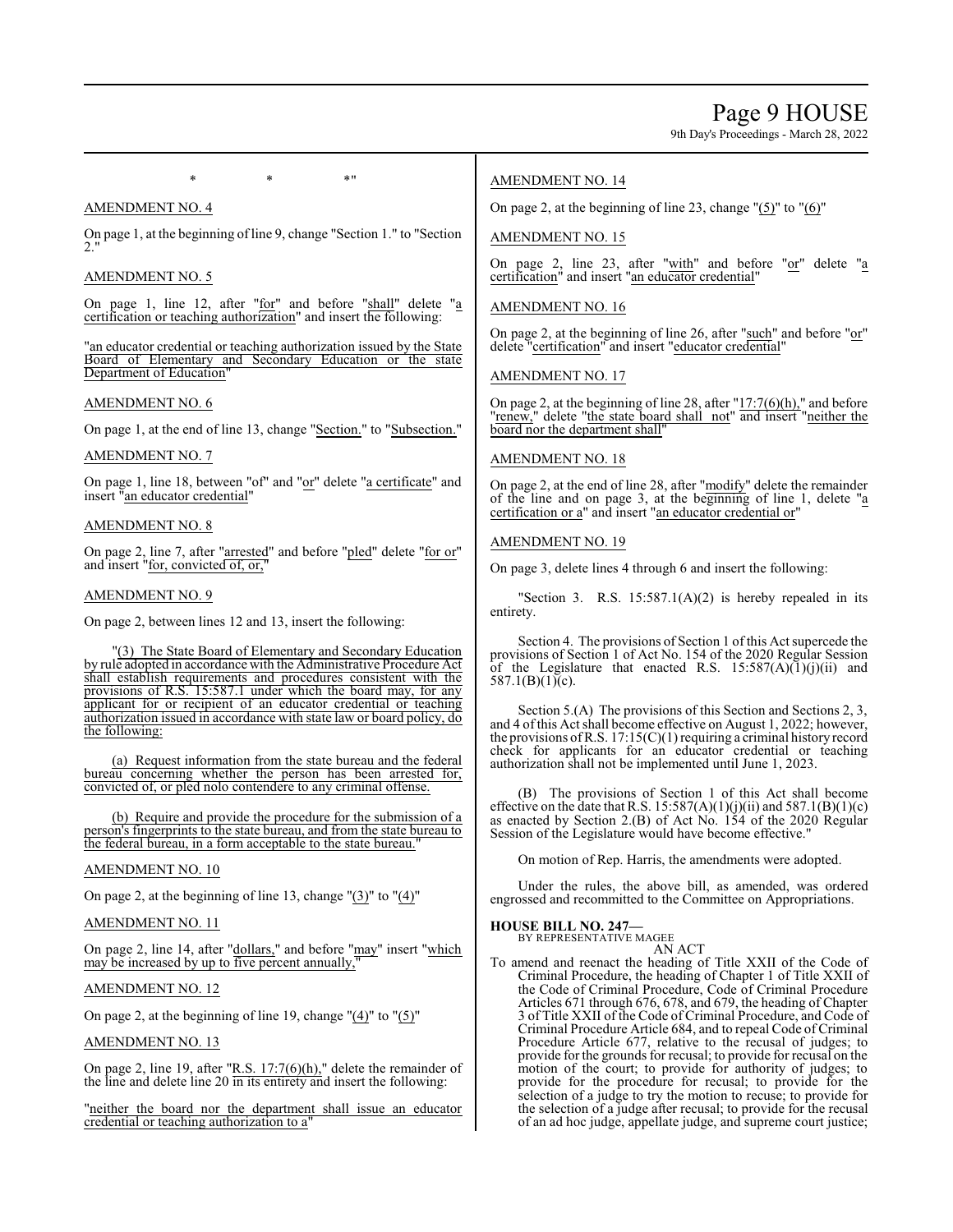\*                    \*                    \*"

AMENDMENT NO. 4

On page 1, at the beginning of line 9, change "Section 1." to "Section 2."

AMENDMENT NO. 5

On page 1, line 12, after "for" and before "shall" delete "a certification or teaching authorization" and insert the following:

"an educator credential or teaching authorization issued by the State Board of Elementary and Secondary Education or the state Department of Education"

AMENDMENT NO. 6

On page 1, at the end of line 13, change "Section." to "Subsection."

AMENDMENT NO. 7

On page 1, line 18, between "of" and "or" delete "a certificate" and insert "an educator credential"

AMENDMENT NO. 8

On page 2, line 7, after "arrested" and before "pled" delete "for or" and insert "for, convicted of, or,"

AMENDMENT NO. 9

On page 2, between lines 12 and 13, insert the following:

"(3) The State Board of Elementary and Secondary Education by rule adopted in accordance with the Administrative Procedure Act shall establish requirements and procedures consistent with the provisions of R.S. 15:587.1 under which the board may, for any applicant for or recipient of an educator credential or teaching authorization issued in accordance with state law or board policy, do the following:

(a) Request information from the state bureau and the federal bureau concerning whether the person has been arrested for, convicted of, or pled nolo contendere to any criminal offense.

(b) Require and provide the procedure for the submission of a person's fingerprints to the state bureau, and from the state bureau to the federal bureau, in a form acceptable to the state bureau."

AMENDMENT NO. 10

On page 2, at the beginning of line 13, change "(3)" to "(4)"

AMENDMENT NO. 11

On page 2, line 14, after "dollars," and before "may" insert "which may be increased by up to five percent annually,"

AMENDMENT NO. 12

On page 2, at the beginning of line 19, change "(4)" to "(5)"

AMENDMENT NO. 13

On page 2, line 19, after "R.S. 17:7(6)(h)," delete the remainder of the line and delete line 20 in its entirety and insert the following:

"neither the board nor the department shall issue an educator credential or teaching authorization to a"

AMENDMENT NO. 14

On page 2, at the beginning of line 23, change "(5)" to "(6)"

AMENDMENT NO. 15

On page 2, line 23, after "with" and before "or" delete "a certification" and insert "an educator credential"

AMENDMENT NO. 16

On page 2, at the beginning of line 26, after "such" and before "or" delete "certification" and insert "educator credential"

AMENDMENT NO. 17

On page 2, at the beginning of line 28, after "17:7(6)(h)," and before "renew," delete "the state board shall not" and insert "neither the board nor the department shall"

AMENDMENT NO. 18

On page 2, at the end of line 28, after "modify" delete the remainder of the line and on page 3, at the beginning of line 1, delete "a certification or a" and insert "an educator credential or"

AMENDMENT NO. 19

On page 3, delete lines 4 through 6 and insert the following:

"Section 3. R.S. 15:587.1(A)(2) is hereby repealed in its entirety.

Section 4. The provisions of Section 1 of this Act supercede the provisions of Section 1 of Act No. 154 of the 2020 Regular Session of the Legislature that enacted R.S. 15:587(A)(1)(j)(ii) and 587.1(B)(1)(c).

Section 5.(A) The provisions of this Section and Sections 2, 3, and 4 of this Act shall become effective on August 1, 2022; however, the provisions of R.S. 17:15(C)(1) requiring a criminal history record check for applicants for an educator credential or teaching authorization shall not be implemented until June 1, 2023.

(B) The provisions of Section 1 of this Act shall become effective on the date that R.S. 15:587(A)(1)(j)(ii) and 587.1(B)(1)(c) as enacted by Section 2.(B) of Act No. 154 of the 2020 Regular Session of the Legislature would have become effective."

On motion of Rep. Harris, the amendments were adopted.

Under the rules, the above bill, as amended, was ordered engrossed and recommitted to the Committee on Appropriations.

**HOUSE BILL NO. 247—**
BY REPRESENTATIVE MAGEE

AN ACT

To amend and reenact the heading of Title XXII of the Code of Criminal Procedure, the heading of Chapter 1 of Title XXII of the Code of Criminal Procedure, Code of Criminal Procedure Articles 671 through 676, 678, and 679, the heading of Chapter 3 of Title XXII of the Code of Criminal Procedure, and Code of Criminal Procedure Article 684, and to repeal Code of Criminal Procedure Article 677, relative to the recusal of judges; to provide for the grounds for recusal; to provide for recusal on the motion of the court; to provide for authority of judges; to provide for the procedure for recusal; to provide for the selection of a judge to try the motion to recuse; to provide for the selection of a judge after recusal; to provide for the recusal of an ad hoc judge, appellate judge, and supreme court justice;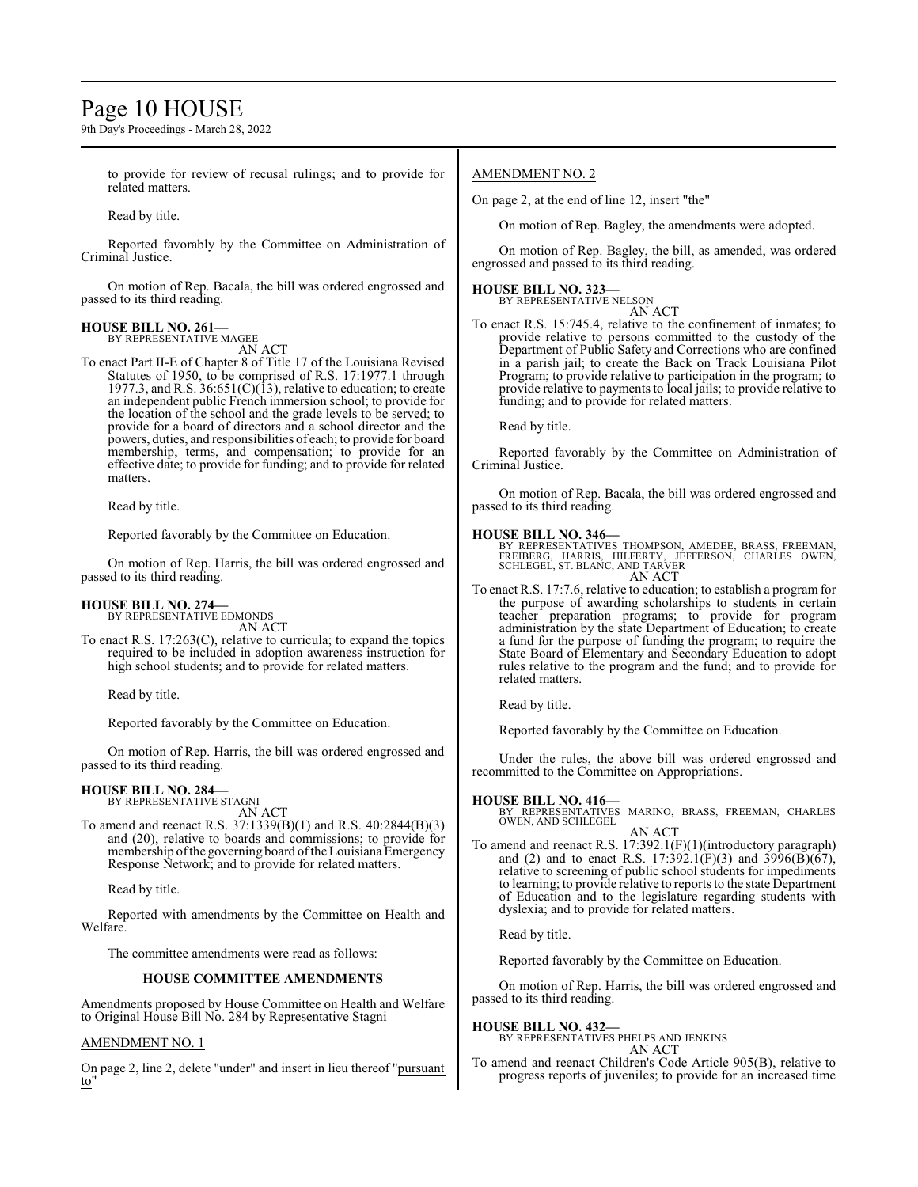to provide for review of recusal rulings; and to provide for related matters.

Read by title.

Reported favorably by the Committee on Administration of Criminal Justice.

On motion of Rep. Bacala, the bill was ordered engrossed and passed to its third reading.

**HOUSE BILL NO. 261—**
BY REPRESENTATIVE MAGEE
AN ACT

To enact Part II-E of Chapter 8 of Title 17 of the Louisiana Revised Statutes of 1950, to be comprised of R.S. 17:1977.1 through 1977.3, and R.S. 36:651(C)(13), relative to education; to create an independent public French immersion school; to provide for the location of the school and the grade levels to be served; to provide for a board of directors and a school director and the powers, duties, and responsibilities of each; to provide for board membership, terms, and compensation; to provide for an effective date; to provide for funding; and to provide for related matters.

Read by title.

Reported favorably by the Committee on Education.

On motion of Rep. Harris, the bill was ordered engrossed and passed to its third reading.

**HOUSE BILL NO. 274—**
BY REPRESENTATIVE EDMONDS
AN ACT

To enact R.S. 17:263(C), relative to curricula; to expand the topics required to be included in adoption awareness instruction for high school students; and to provide for related matters.

Read by title.

Reported favorably by the Committee on Education.

On motion of Rep. Harris, the bill was ordered engrossed and passed to its third reading.

**HOUSE BILL NO. 284—**
BY REPRESENTATIVE STAGNI
AN ACT

To amend and reenact R.S. 37:1339(B)(1) and R.S. 40:2844(B)(3) and (20), relative to boards and commissions; to provide for membership of the governing board of the Louisiana Emergency Response Network; and to provide for related matters.

Read by title.

Reported with amendments by the Committee on Health and Welfare.

The committee amendments were read as follows:

**HOUSE COMMITTEE AMENDMENTS**

Amendments proposed by House Committee on Health and Welfare to Original House Bill No. 284 by Representative Stagni

AMENDMENT NO. 1

On page 2, line 2, delete "under" and insert in lieu thereof "pursuant to"

AMENDMENT NO. 2

On page 2, at the end of line 12, insert "the"

On motion of Rep. Bagley, the amendments were adopted.

On motion of Rep. Bagley, the bill, as amended, was ordered engrossed and passed to its third reading.

**HOUSE BILL NO. 323—**
BY REPRESENTATIVE NELSON
AN ACT

To enact R.S. 15:745.4, relative to the confinement of inmates; to provide relative to persons committed to the custody of the Department of Public Safety and Corrections who are confined in a parish jail; to create the Back on Track Louisiana Pilot Program; to provide relative to participation in the program; to provide relative to payments to local jails; to provide relative to funding; and to provide for related matters.

Read by title.

Reported favorably by the Committee on Administration of Criminal Justice.

On motion of Rep. Bacala, the bill was ordered engrossed and passed to its third reading.

**HOUSE BILL NO. 346—**
BY REPRESENTATIVES THOMPSON, AMEDEE, BRASS, FREEMAN, FREIBERG, HARRIS, HILFERTY, JEFFERSON, CHARLES OWEN, SCHLEGEL, ST. BLANC, AND TARVER
AN ACT

To enact R.S. 17:7.6, relative to education; to establish a program for the purpose of awarding scholarships to students in certain teacher preparation programs; to provide for program administration by the state Department of Education; to create a fund for the purpose of funding the program; to require the State Board of Elementary and Secondary Education to adopt rules relative to the program and the fund; and to provide for related matters.

Read by title.

Reported favorably by the Committee on Education.

Under the rules, the above bill was ordered engrossed and recommitted to the Committee on Appropriations.

**HOUSE BILL NO. 416—**
BY REPRESENTATIVES MARINO, BRASS, FREEMAN, CHARLES OWEN, AND SCHLEGEL
AN ACT

To amend and reenact R.S. 17:392.1(F)(1)(introductory paragraph) and (2) and to enact R.S. 17:392.1(F)(3) and 3996(B)(67), relative to screening of public school students for impediments to learning; to provide relative to reports to the state Department of Education and to the legislature regarding students with dyslexia; and to provide for related matters.

Read by title.

Reported favorably by the Committee on Education.

On motion of Rep. Harris, the bill was ordered engrossed and passed to its third reading.

**HOUSE BILL NO. 432—**
BY REPRESENTATIVES PHELPS AND JENKINS
AN ACT

To amend and reenact Children's Code Article 905(B), relative to progress reports of juveniles; to provide for an increased time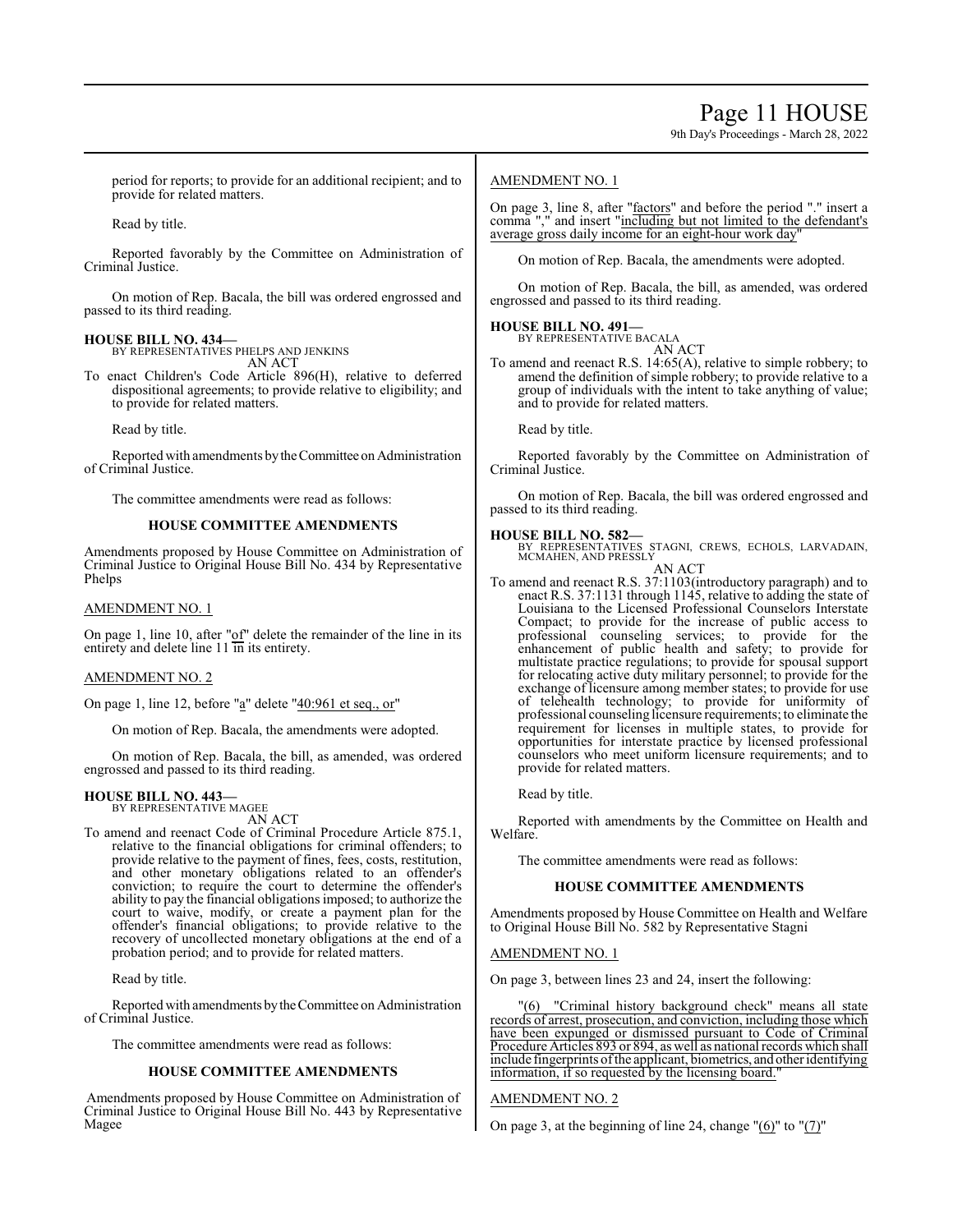period for reports; to provide for an additional recipient; and to provide for related matters.

Read by title.

Reported favorably by the Committee on Administration of Criminal Justice.

On motion of Rep. Bacala, the bill was ordered engrossed and passed to its third reading.

**HOUSE BILL NO. 434—**
BY REPRESENTATIVES PHELPS AND JENKINS
AN ACT

To enact Children's Code Article 896(H), relative to deferred dispositional agreements; to provide relative to eligibility; and to provide for related matters.

Read by title.

Reported with amendments by the Committee on Administration of Criminal Justice.

The committee amendments were read as follows:

**HOUSE COMMITTEE AMENDMENTS**

Amendments proposed by House Committee on Administration of Criminal Justice to Original House Bill No. 434 by Representative Phelps

AMENDMENT NO. 1

On page 1, line 10, after "of" delete the remainder of the line in its entirety and delete line 11 in its entirety.

AMENDMENT NO. 2

On page 1, line 12, before "a" delete "40:961 et seq., or"

On motion of Rep. Bacala, the amendments were adopted.

On motion of Rep. Bacala, the bill, as amended, was ordered engrossed and passed to its third reading.

**HOUSE BILL NO. 443—**
BY REPRESENTATIVE MAGEE
AN ACT

To amend and reenact Code of Criminal Procedure Article 875.1, relative to the financial obligations for criminal offenders; to provide relative to the payment of fines, fees, costs, restitution, and other monetary obligations related to an offender's conviction; to require the court to determine the offender's ability to pay the financial obligations imposed; to authorize the court to waive, modify, or create a payment plan for the offender's financial obligations; to provide relative to the recovery of uncollected monetary obligations at the end of a probation period; and to provide for related matters.

Read by title.

Reported with amendments by the Committee on Administration of Criminal Justice.

The committee amendments were read as follows:

**HOUSE COMMITTEE AMENDMENTS**

Amendments proposed by House Committee on Administration of Criminal Justice to Original House Bill No. 443 by Representative Magee

AMENDMENT NO. 1

On page 3, line 8, after "factors" and before the period "." insert a comma "," and insert "including but not limited to the defendant's average gross daily income for an eight-hour work day"

On motion of Rep. Bacala, the amendments were adopted.

On motion of Rep. Bacala, the bill, as amended, was ordered engrossed and passed to its third reading.

**HOUSE BILL NO. 491—**
BY REPRESENTATIVE BACALA
AN ACT

To amend and reenact R.S. 14:65(A), relative to simple robbery; to amend the definition of simple robbery; to provide relative to a group of individuals with the intent to take anything of value; and to provide for related matters.

Read by title.

Reported favorably by the Committee on Administration of Criminal Justice.

On motion of Rep. Bacala, the bill was ordered engrossed and passed to its third reading.

**HOUSE BILL NO. 582—**
BY REPRESENTATIVES STAGNI, CREWS, ECHOLS, LARVADAIN, MCMAHEN, AND PRESSLY
AN ACT

To amend and reenact R.S. 37:1103(introductory paragraph) and to enact R.S. 37:1131 through 1145, relative to adding the state of Louisiana to the Licensed Professional Counselors Interstate Compact; to provide for the increase of public access to professional counseling services; to provide for the enhancement of public health and safety; to provide for multistate practice regulations; to provide for spousal support for relocating active duty military personnel; to provide for the exchange of licensure among member states; to provide for use of telehealth technology; to provide for uniformity of professional counseling licensure requirements; to eliminate the requirement for licenses in multiple states, to provide for opportunities for interstate practice by licensed professional counselors who meet uniform licensure requirements; and to provide for related matters.

Read by title.

Reported with amendments by the Committee on Health and Welfare.

The committee amendments were read as follows:

**HOUSE COMMITTEE AMENDMENTS**

Amendments proposed by House Committee on Health and Welfare to Original House Bill No. 582 by Representative Stagni

AMENDMENT NO. 1

On page 3, between lines 23 and 24, insert the following:

"(6) "Criminal history background check" means all state records of arrest, prosecution, and conviction, including those which have been expunged or dismissed pursuant to Code of Criminal Procedure Articles 893 or 894, as well as national records which shall include fingerprints of the applicant, biometrics, and other identifying information, if so requested by the licensing board."

AMENDMENT NO. 2

On page 3, at the beginning of line 24, change "(6)" to "(7)"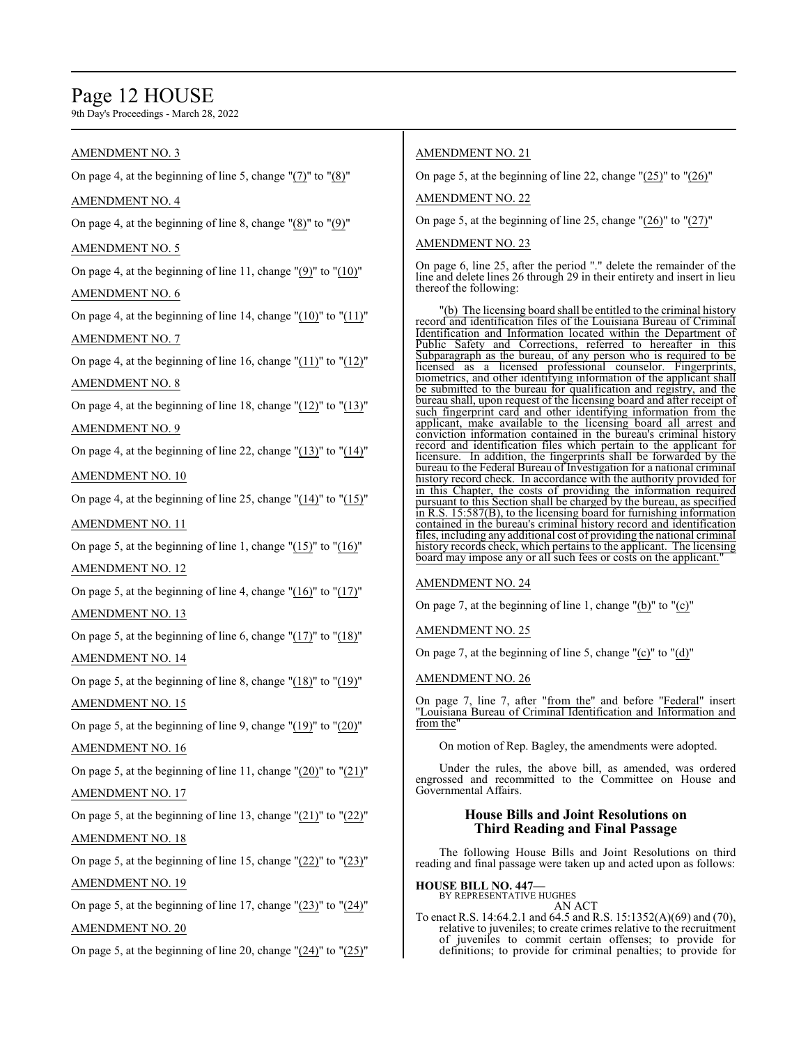AMENDMENT NO. 3

On page 4, at the beginning of line 5, change "(7)" to "(8)"

AMENDMENT NO. 4

On page 4, at the beginning of line 8, change "(8)" to "(9)"

AMENDMENT NO. 5

On page 4, at the beginning of line 11, change "(9)" to "(10)"

AMENDMENT NO. 6

On page 4, at the beginning of line 14, change "(10)" to "(11)"

AMENDMENT NO. 7

On page 4, at the beginning of line 16, change "(11)" to "(12)"

AMENDMENT NO. 8

On page 4, at the beginning of line 18, change "(12)" to "(13)"

AMENDMENT NO. 9

On page 4, at the beginning of line 22, change "(13)" to "(14)"

AMENDMENT NO. 10

On page 4, at the beginning of line 25, change "(14)" to "(15)"

AMENDMENT NO. 11

On page 5, at the beginning of line 1, change "(15)" to "(16)"

AMENDMENT NO. 12

On page 5, at the beginning of line 4, change "(16)" to "(17)"

AMENDMENT NO. 13

On page 5, at the beginning of line 6, change "(17)" to "(18)"

AMENDMENT NO. 14

On page 5, at the beginning of line 8, change "(18)" to "(19)"

AMENDMENT NO. 15

On page 5, at the beginning of line 9, change "(19)" to "(20)"

AMENDMENT NO. 16

On page 5, at the beginning of line 11, change "(20)" to "(21)"

AMENDMENT NO. 17

On page 5, at the beginning of line 13, change "(21)" to "(22)"

AMENDMENT NO. 18

On page 5, at the beginning of line 15, change "(22)" to "(23)"

AMENDMENT NO. 19

On page 5, at the beginning of line 17, change "(23)" to "(24)"

AMENDMENT NO. 20

On page 5, at the beginning of line 20, change "(24)" to "(25)"

AMENDMENT NO. 21

On page 5, at the beginning of line 22, change "(25)" to "(26)"

AMENDMENT NO. 22

On page 5, at the beginning of line 25, change "(26)" to "(27)"

AMENDMENT NO. 23

On page 6, line 25, after the period "." delete the remainder of the line and delete lines 26 through 29 in their entirety and insert in lieu thereof the following:

"(b) The licensing board shall be entitled to the criminal history record and identification files of the Louisiana Bureau of Criminal Identification and Information located within the Department of Public Safety and Corrections, referred to hereafter in this Subparagraph as the bureau, of any person who is required to be licensed as a licensed professional counselor. Fingerprints, biometrics, and other identifying information of the applicant shall be submitted to the bureau for qualification and registry, and the bureau shall, upon request of the licensing board and after receipt of such fingerprint card and other identifying information from the applicant, make available to the licensing board all arrest and conviction information contained in the bureau's criminal history record and identification files which pertain to the applicant for licensure. In addition, the fingerprints shall be forwarded by the bureau to the Federal Bureau of Investigation for a national criminal history record check. In accordance with the authority provided for in this Chapter, the costs of providing the information required pursuant to this Section shall be charged by the bureau, as specified in R.S. 15:587(B), to the licensing board for furnishing information contained in the bureau's criminal history record and identification files, including any additional cost of providing the national criminal history records check, which pertains to the applicant. The licensing board may impose any or all such fees or costs on the applicant."

AMENDMENT NO. 24

On page 7, at the beginning of line 1, change "(b)" to "(c)"

AMENDMENT NO. 25

On page 7, at the beginning of line 5, change "(c)" to "(d)"

AMENDMENT NO. 26

On page 7, line 7, after "from the" and before "Federal" insert "Louisiana Bureau of Criminal Identification and Information and from the"

On motion of Rep. Bagley, the amendments were adopted.

Under the rules, the above bill, as amended, was ordered engrossed and recommitted to the Committee on House and Governmental Affairs.

## House Bills and Joint Resolutions on Third Reading and Final Passage

The following House Bills and Joint Resolutions on third reading and final passage were taken up and acted upon as follows:

**HOUSE BILL NO. 447—**
BY REPRESENTATIVE HUGHES
AN ACT

To enact R.S. 14:64.2.1 and 64.5 and R.S. 15:1352(A)(69) and (70), relative to juveniles; to create crimes relative to the recruitment of juveniles to commit certain offenses; to provide for definitions; to provide for criminal penalties; to provide for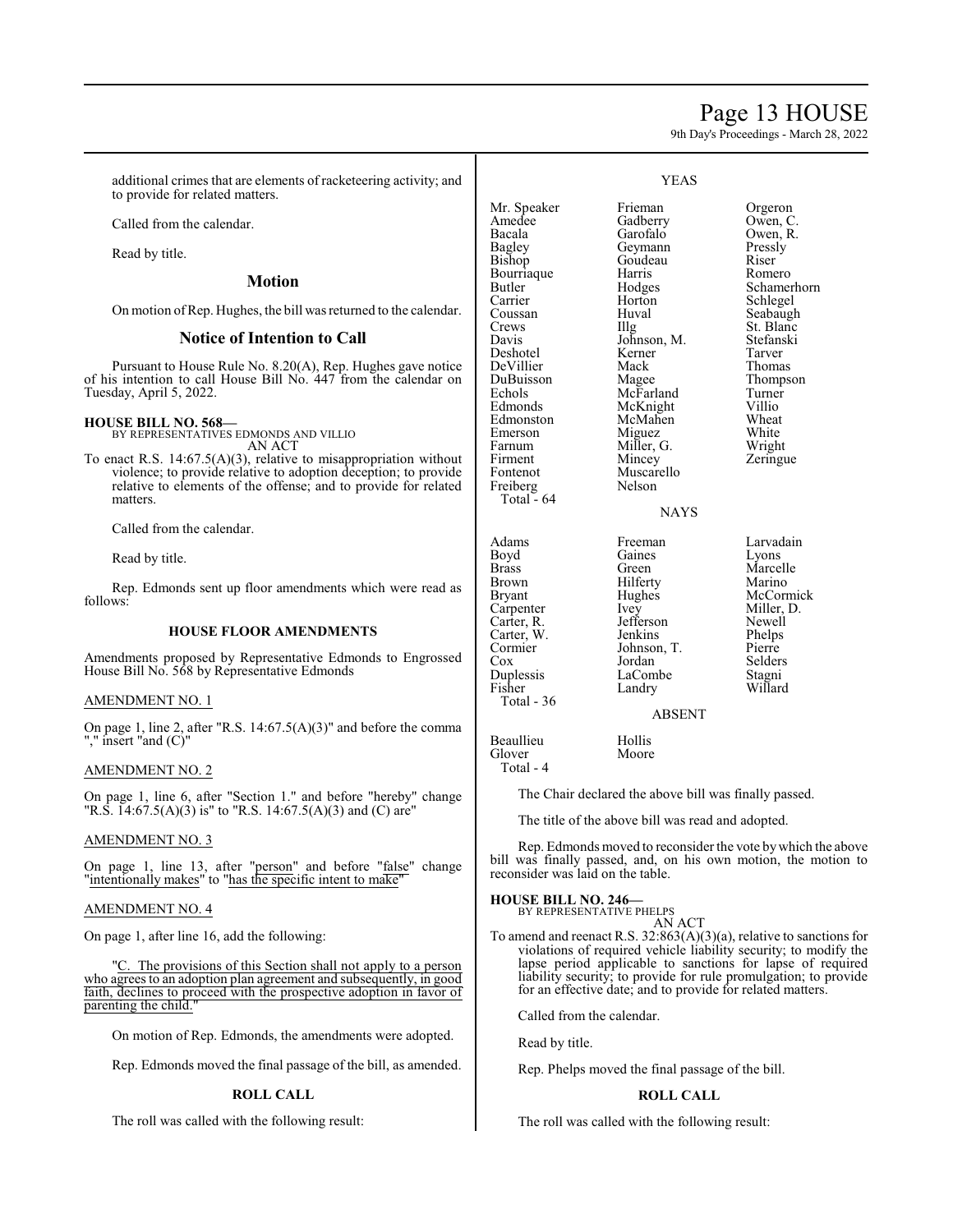additional crimes that are elements of racketeering activity; and to provide for related matters.

Called from the calendar.

Read by title.

## Motion

On motion of Rep. Hughes, the bill was returned to the calendar.

## Notice of Intention to Call

Pursuant to House Rule No. 8.20(A), Rep. Hughes gave notice of his intention to call House Bill No. 447 from the calendar on Tuesday, April 5, 2022.

**HOUSE BILL NO. 568—**
BY REPRESENTATIVES EDMONDS AND VILLIO
AN ACT

To enact R.S. 14:67.5(A)(3), relative to misappropriation without violence; to provide relative to adoption deception; to provide relative to elements of the offense; and to provide for related matters.

Called from the calendar.

Read by title.

Rep. Edmonds sent up floor amendments which were read as follows:

### HOUSE FLOOR AMENDMENTS

Amendments proposed by Representative Edmonds to Engrossed House Bill No. 568 by Representative Edmonds

AMENDMENT NO. 1

On page 1, line 2, after "R.S. 14:67.5(A)(3)" and before the comma "," insert "and (C)"

AMENDMENT NO. 2

On page 1, line 6, after "Section 1." and before "hereby" change "R.S. 14:67.5(A)(3) is" to "R.S. 14:67.5(A)(3) and (C) are"

AMENDMENT NO. 3

On page 1, line 13, after "person" and before "false" change "intentionally makes" to "has the specific intent to make"

AMENDMENT NO. 4

On page 1, after line 16, add the following:

"C. The provisions of this Section shall not apply to a person who agrees to an adoption plan agreement and subsequently, in good faith, declines to proceed with the prospective adoption in favor of parenting the child."

On motion of Rep. Edmonds, the amendments were adopted.

Rep. Edmonds moved the final passage of the bill, as amended.

### ROLL CALL

The roll was called with the following result:

YEAS

| | | |
|---|---|---|
| Mr. Speaker | Frieman | Orgeron |
| Amedee | Gadberry | Owen, C. |
| Bacala | Garofalo | Owen, R. |
| Bagley | Geymann | Pressly |
| Bishop | Goudeau | Riser |
| Bourriaque | Harris | Romero |
| Butler | Hodges | Schamerhorn |
| Carrier | Horton | Schlegel |
| Coussan | Huval | Seabaugh |
| Crews | Illg | St. Blanc |
| Davis | Johnson, M. | Stefanski |
| Deshotel | Kerner | Tarver |
| DeVillier | Mack | Thomas |
| DuBuisson | Magee | Thompson |
| Echols | McFarland | Turner |
| Edmonds | McKnight | Villio |
| Edmonston | McMahen | Wheat |
| Emerson | Miguez | White |
| Farnum | Miller, G. | Wright |
| Firment | Mincey | Zeringue |
| Fontenot | Muscarello | |
| Freiberg | Nelson | |
| Total - 64 | | |

NAYS

| | | |
|---|---|---|
| Adams | Freeman | Larvadain |
| Boyd | Gaines | Lyons |
| Brass | Green | Marcelle |
| Brown | Hilferty | Marino |
| Bryant | Hughes | McCormick |
| Carpenter | Ivey | Miller, D. |
| Carter, R. | Jefferson | Newell |
| Carter, W. | Jenkins | Phelps |
| Cormier | Johnson, T. | Pierre |
| Cox | Jordan | Selders |
| Duplessis | LaCombe | Stagni |
| Fisher | Landry | Willard |
| Total - 36 | | |

ABSENT

| | |
|---|---|
| Beaullieu | Hollis |
| Glover | Moore |
| Total - 4 | |

The Chair declared the above bill was finally passed.

The title of the above bill was read and adopted.

Rep. Edmonds moved to reconsider the vote by which the above bill was finally passed, and, on his own motion, the motion to reconsider was laid on the table.

**HOUSE BILL NO. 246—**
BY REPRESENTATIVE PHELPS
AN ACT

To amend and reenact R.S. 32:863(A)(3)(a), relative to sanctions for violations of required vehicle liability security; to modify the lapse period applicable to sanctions for lapse of required liability security; to provide for rule promulgation; to provide for an effective date; and to provide for related matters.

Called from the calendar.

Read by title.

Rep. Phelps moved the final passage of the bill.

### ROLL CALL

The roll was called with the following result: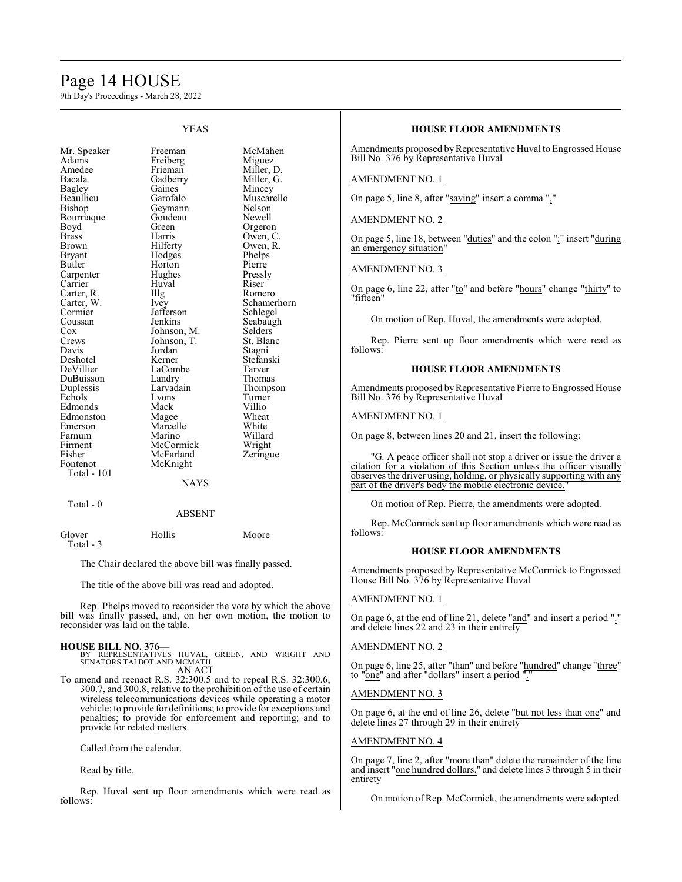## YEAS

| | | |
|---|---|---|
| Mr. Speaker | Freeman | McMahen |
| Adams | Freiberg | Miguez |
| Amedee | Frieman | Miller, D. |
| Bacala | Gadberry | Miller, G. |
| Bagley | Gaines | Mincey |
| Beaullieu | Garofalo | Muscarello |
| Bishop | Geymann | Nelson |
| Bourriaque | Goudeau | Newell |
| Boyd | Green | Orgeron |
| Brass | Harris | Owen, C. |
| Brown | Hilferty | Owen, R. |
| Bryant | Hodges | Phelps |
| Butler | Horton | Pierre |
| Carpenter | Hughes | Pressly |
| Carrier | Huval | Riser |
| Carter, R. | Illg | Romero |
| Carter, W. | Ivey | Schamerhorn |
| Cormier | Jefferson | Schlegel |
| Coussan | Jenkins | Seabaugh |
| Cox | Johnson, M. | Selders |
| Crews | Johnson, T. | St. Blanc |
| Davis | Jordan | Stagni |
| Deshotel | Kerner | Stefanski |
| DeVillier | LaCombe | Tarver |
| DuBuisson | Landry | Thomas |
| Duplessis | Larvadain | Thompson |
| Echols | Lyons | Turner |
| Edmonds | Mack | Villio |
| Edmonston | Magee | Wheat |
| Emerson | Marcelle | White |
| Farnum | Marino | Willard |
| Firment | McCormick | Wright |
| Fisher | McFarland | Zeringue |
| Fontenot | McKnight | |

Total - 101

## NAYS

Total - 0

## ABSENT

| | | |
|---|---|---|
| Glover | Hollis | Moore |

Total - 3

The Chair declared the above bill was finally passed.

The title of the above bill was read and adopted.

Rep. Phelps moved to reconsider the vote by which the above bill was finally passed, and, on her own motion, the motion to reconsider was laid on the table.

**HOUSE BILL NO. 376—**
BY REPRESENTATIVES HUVAL, GREEN, AND WRIGHT AND SENATORS TALBOT AND MCMATH
AN ACT

To amend and reenact R.S. 32:300.5 and to repeal R.S. 32:300.6, 300.7, and 300.8, relative to the prohibition of the use of certain wireless telecommunications devices while operating a motor vehicle; to provide for definitions; to provide for exceptions and penalties; to provide for enforcement and reporting; and to provide for related matters.

Called from the calendar.

Read by title.

Rep. Huval sent up floor amendments which were read as follows:

### HOUSE FLOOR AMENDMENTS

Amendments proposed by Representative Huval to Engrossed House Bill No. 376 by Representative Huval

AMENDMENT NO. 1

On page 5, line 8, after "saving" insert a comma ","

AMENDMENT NO. 2

On page 5, line 18, between "duties" and the colon ":" insert "during an emergency situation"

AMENDMENT NO. 3

On page 6, line 22, after "to" and before "hours" change "thirty" to "fifteen"

On motion of Rep. Huval, the amendments were adopted.

Rep. Pierre sent up floor amendments which were read as follows:

### HOUSE FLOOR AMENDMENTS

Amendments proposed by Representative Pierre to Engrossed House Bill No. 376 by Representative Huval

AMENDMENT NO. 1

On page 8, between lines 20 and 21, insert the following:

"G. A peace officer shall not stop a driver or issue the driver a citation for a violation of this Section unless the officer visually observes the driver using, holding, or physically supporting with any part of the driver's body the mobile electronic device."

On motion of Rep. Pierre, the amendments were adopted.

Rep. McCormick sent up floor amendments which were read as follows:

### HOUSE FLOOR AMENDMENTS

Amendments proposed by Representative McCormick to Engrossed House Bill No. 376 by Representative Huval

AMENDMENT NO. 1

On page 6, at the end of line 21, delete "and" and insert a period "." and delete lines 22 and 23 in their entirety

AMENDMENT NO. 2

On page 6, line 25, after "than" and before "hundred" change "three" to "one" and after "dollars" insert a period "."

AMENDMENT NO. 3

On page 6, at the end of line 26, delete "but not less than one" and delete lines 27 through 29 in their entirety

AMENDMENT NO. 4

On page 7, line 2, after "more than" delete the remainder of the line and insert "one hundred dollars." and delete lines 3 through 5 in their entirety

On motion of Rep. McCormick, the amendments were adopted.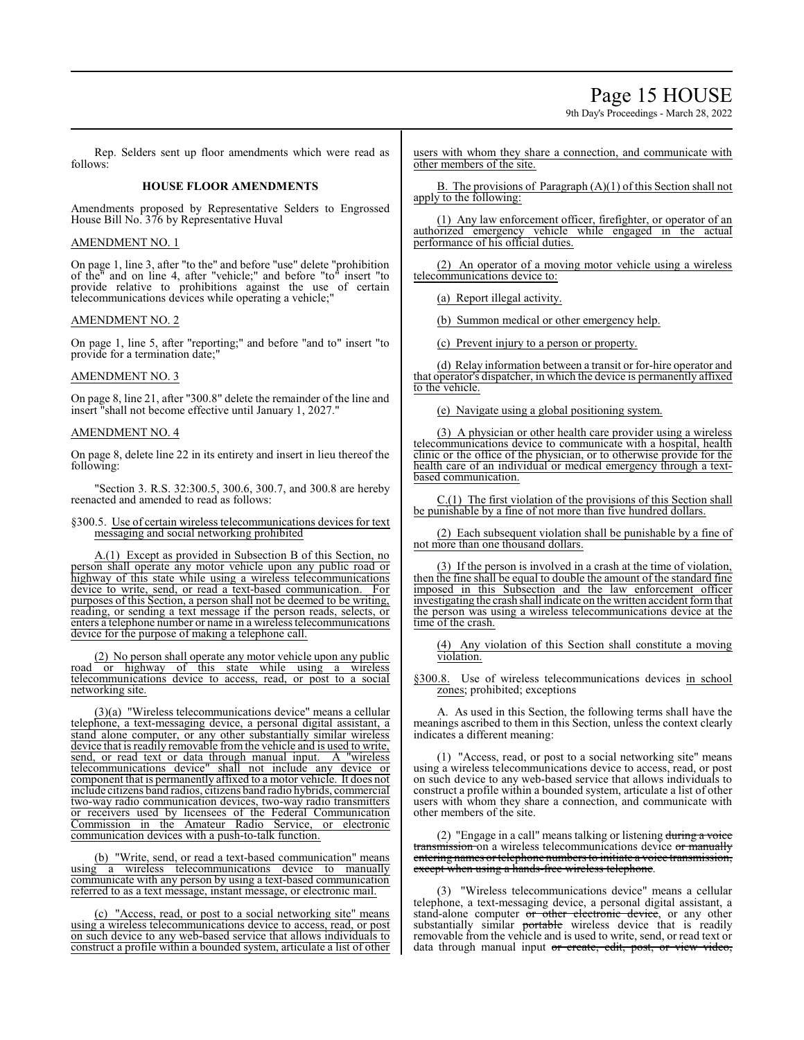Rep. Selders sent up floor amendments which were read as follows:

**HOUSE FLOOR AMENDMENTS**

Amendments proposed by Representative Selders to Engrossed House Bill No. 376 by Representative Huval

AMENDMENT NO. 1

On page 1, line 3, after "to the" and before "use" delete "prohibition of the" and on line 4, after "vehicle;" and before "to" insert "to provide relative to prohibitions against the use of certain telecommunications devices while operating a vehicle;"

AMENDMENT NO. 2

On page 1, line 5, after "reporting;" and before "and to" insert "to provide for a termination date;"

AMENDMENT NO. 3

On page 8, line 21, after "300.8" delete the remainder of the line and insert "shall not become effective until January 1, 2027."

AMENDMENT NO. 4

On page 8, delete line 22 in its entirety and insert in lieu thereof the following:

"Section 3. R.S. 32:300.5, 300.6, 300.7, and 300.8 are hereby reenacted and amended to read as follows:

§300.5. Use of certain wireless telecommunications devices for text messaging and social networking prohibited

A.(1) Except as provided in Subsection B of this Section, no person shall operate any motor vehicle upon any public road or highway of this state while using a wireless telecommunications device to write, send, or read a text-based communication. For purposes of this Section, a person shall not be deemed to be writing, reading, or sending a text message if the person reads, selects, or enters a telephone number or name in a wireless telecommunications device for the purpose of making a telephone call.

(2) No person shall operate any motor vehicle upon any public road or highway of this state while using a wireless telecommunications device to access, read, or post to a social networking site.

(3)(a) "Wireless telecommunications device" means a cellular telephone, a text-messaging device, a personal digital assistant, a stand alone computer, or any other substantially similar wireless device that is readily removable from the vehicle and is used to write, send, or read text or data through manual input. A "wireless telecommunications device" shall not include any device or component that is permanently affixed to a motor vehicle. It does not include citizens band radios, citizens band radio hybrids, commercial two-way radio communication devices, two-way radio transmitters or receivers used by licensees of the Federal Communication Commission in the Amateur Radio Service, or electronic communication devices with a push-to-talk function.

(b) "Write, send, or read a text-based communication" means using a wireless telecommunications device to manually communicate with any person by using a text-based communication referred to as a text message, instant message, or electronic mail.

(c) "Access, read, or post to a social networking site" means using a wireless telecommunications device to access, read, or post on such device to any web-based service that allows individuals to construct a profile within a bounded system, articulate a list of other users with whom they share a connection, and communicate with other members of the site.

B. The provisions of Paragraph (A)(1) of this Section shall not apply to the following:

(1) Any law enforcement officer, firefighter, or operator of an authorized emergency vehicle while engaged in the actual performance of his official duties.

(2) An operator of a moving motor vehicle using a wireless telecommunications device to:

(a) Report illegal activity.

(b) Summon medical or other emergency help.

(c) Prevent injury to a person or property.

(d) Relay information between a transit or for-hire operator and that operator's dispatcher, in which the device is permanently affixed to the vehicle.

(e) Navigate using a global positioning system.

(3) A physician or other health care provider using a wireless telecommunications device to communicate with a hospital, health clinic or the office of the physician, or to otherwise provide for the health care of an individual or medical emergency through a text-based communication.

C.(1) The first violation of the provisions of this Section shall be punishable by a fine of not more than five hundred dollars.

(2) Each subsequent violation shall be punishable by a fine of not more than one thousand dollars.

(3) If the person is involved in a crash at the time of violation, then the fine shall be equal to double the amount of the standard fine imposed in this Subsection and the law enforcement officer investigating the crash shall indicate on the written accident form that the person was using a wireless telecommunications device at the time of the crash.

(4) Any violation of this Section shall constitute a moving violation.

§300.8. Use of wireless telecommunications devices in school zones; prohibited; exceptions

A. As used in this Section, the following terms shall have the meanings ascribed to them in this Section, unless the context clearly indicates a different meaning:

(1) "Access, read, or post to a social networking site" means using a wireless telecommunications device to access, read, or post on such device to any web-based service that allows individuals to construct a profile within a bounded system, articulate a list of other users with whom they share a connection, and communicate with other members of the site.

(2) "Engage in a call" means talking or listening ~~during a voice transmission~~ on a wireless telecommunications device ~~or manually entering names or telephone numbers to initiate a voice transmission, except when using a hands-free wireless telephone~~.

(3) "Wireless telecommunications device" means a cellular telephone, a text-messaging device, a personal digital assistant, a stand-alone computer ~~or other electronic device~~, or any other substantially similar ~~portable~~ wireless device that is readily removable from the vehicle and is used to write, send, or read text or data through manual input ~~or create, edit, post, or view video,~~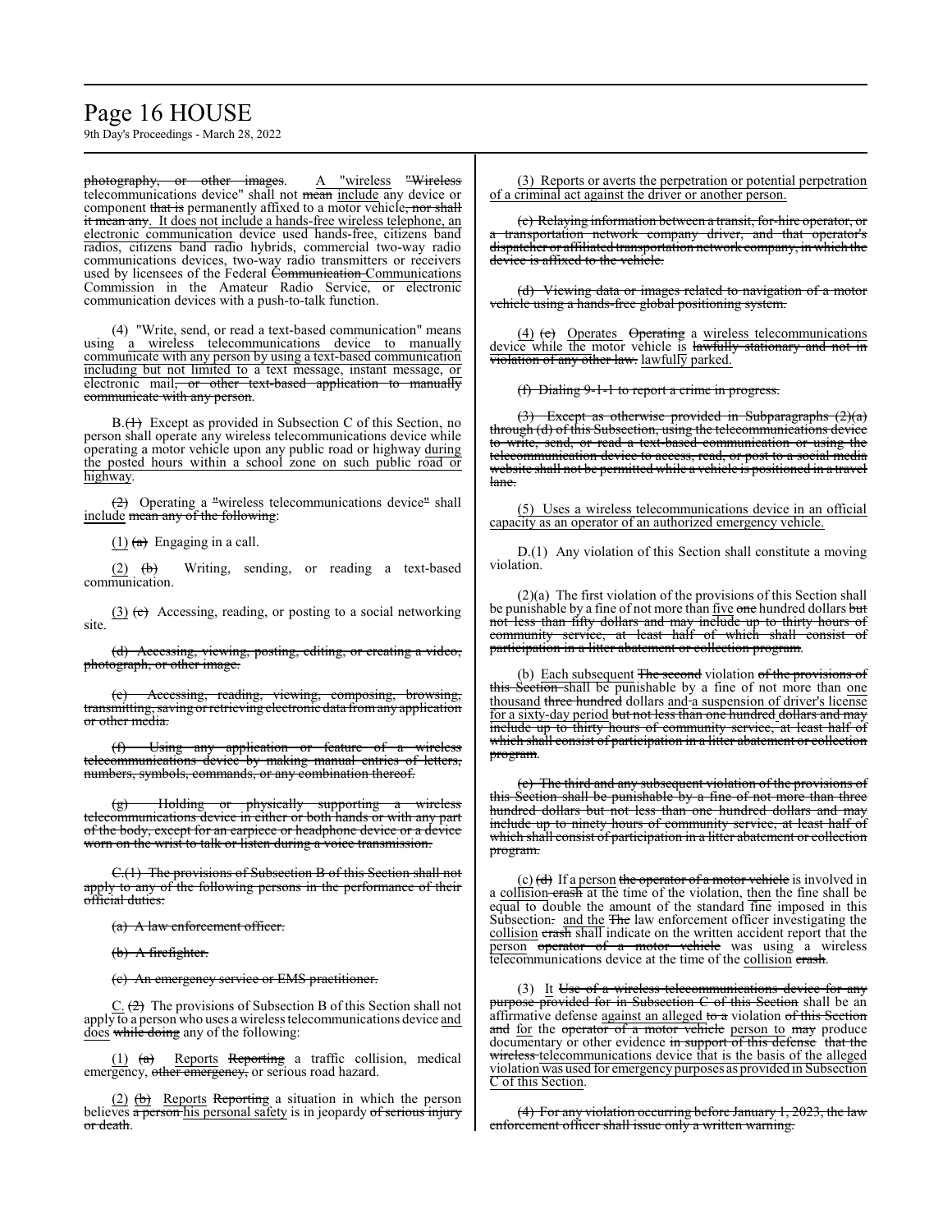photography, or other images. A "wireless "Wireless telecommunications device" shall not mean include any device or component that is permanently affixed to a motor vehicle, nor shall it mean any. It does not include a hands-free wireless telephone, an electronic communication device used hands-free, citizens band radios, citizens band radio hybrids, commercial two-way radio communications devices, two-way radio transmitters or receivers used by licensees of the Federal Communication Communications Commission in the Amateur Radio Service, or electronic communication devices with a push-to-talk function.

(4) "Write, send, or read a text-based communication" means using a wireless telecommunications device to manually communicate with any person by using a text-based communication including but not limited to a text message, instant message, or electronic mail, or other text-based application to manually communicate with any person.

B.(1) Except as provided in Subsection C of this Section, no person shall operate any wireless telecommunications device while operating a motor vehicle upon any public road or highway during the posted hours within a school zone on such public road or highway.

(2) Operating a "wireless telecommunications device" shall include mean any of the following:

(1) (a) Engaging in a call.

(2) (b) Writing, sending, or reading a text-based communication.

(3) (c) Accessing, reading, or posting to a social networking site.

(d) Accessing, viewing, posting, editing, or creating a video, photograph, or other image.

(e) Accessing, reading, viewing, composing, browsing, transmitting, saving or retrieving electronic data from any application or other media.

(f) Using any application or feature of a wireless telecommunications device by making manual entries of letters, numbers, symbols, commands, or any combination thereof.

(g) Holding or physically supporting a wireless telecommunications device in either or both hands or with any part of the body, except for an earpiece or headphone device or a device worn on the wrist to talk or listen during a voice transmission.

C.(1) The provisions of Subsection B of this Section shall not apply to any of the following persons in the performance of their official duties:

(a) A law enforcement officer.

(b) A firefighter.

(c) An emergency service or EMS practitioner.

C. (2) The provisions of Subsection B of this Section shall not apply to a person who uses a wireless telecommunications device and does while doing any of the following:

(1) (a) Reports Reporting a traffic collision, medical emergency, other emergency, or serious road hazard.

(2) (b) Reports Reporting a situation in which the person believes a person his personal safety is in jeopardy of serious injury or death.

(3) Reports or averts the perpetration or potential perpetration of a criminal act against the driver or another person.

(c) Relaying information between a transit, for-hire operator, or a transportation network company driver, and that operator's dispatcher or affiliated transportation network company, in which the device is affixed to the vehicle.

(d) Viewing data or images related to navigation of a motor vehicle using a hands-free global positioning system.

(4) (e) Operates Operating a wireless telecommunications device while the motor vehicle is lawfully stationary and not in violation of any other law. lawfully parked.

(f) Dialing 9-1-1 to report a crime in progress.

(3) Except as otherwise provided in Subparagraphs (2)(a) through (d) of this Subsection, using the telecommunications device to write, send, or read a text-based communication or using the telecommunication device to access, read, or post to a social media website shall not be permitted while a vehicle is positioned in a travel lane.

(5) Uses a wireless telecommunications device in an official capacity as an operator of an authorized emergency vehicle.

D.(1) Any violation of this Section shall constitute a moving violation.

(2)(a) The first violation of the provisions of this Section shall be punishable by a fine of not more than five one hundred dollars but not less than fifty dollars and may include up to thirty hours of community service, at least half of which shall consist of participation in a litter abatement or collection program.

(b) Each subsequent The second violation of the provisions of this Section shall be punishable by a fine of not more than one thousand three hundred dollars and a suspension of driver's license for a sixty-day period but not less than one hundred dollars and may include up to thirty hours of community service, at least half of which shall consist of participation in a litter abatement or collection program.

(c) The third and any subsequent violation of the provisions of this Section shall be punishable by a fine of not more than three hundred dollars but not less than one hundred dollars and may include up to ninety hours of community service, at least half of which shall consist of participation in a litter abatement or collection program.

(c) (d) If a person the operator of a motor vehicle is involved in a collision crash at the time of the violation, then the fine shall be equal to double the amount of the standard fine imposed in this Subsection. and the The law enforcement officer investigating the collision crash shall indicate on the written accident report that the person operator of a motor vehicle was using a wireless telecommunications device at the time of the collision crash.

(3) It Use of a wireless telecommunications device for any purpose provided for in Subsection C of this Section shall be an affirmative defense against an alleged to a violation of this Section and for the operator of a motor vehicle person to may produce documentary or other evidence in support of this defense that the wireless telecommunications device that is the basis of the alleged violation was used for emergency purposes as provided in Subsection C of this Section.

(4) For any violation occurring before January 1, 2023, the law enforcement officer shall issue only a written warning.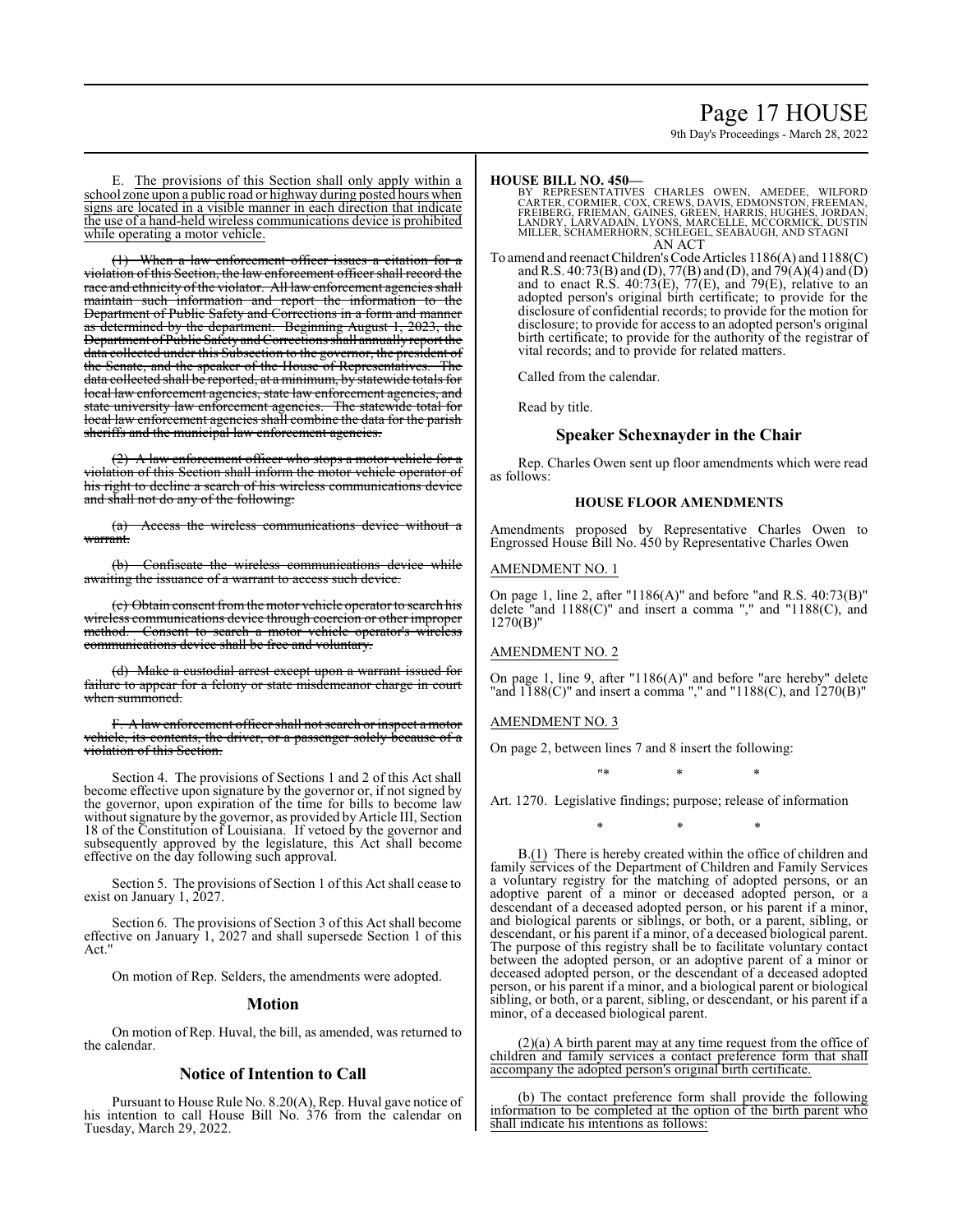E. The provisions of this Section shall only apply within a school zone upon a public road or highway during posted hours when signs are located in a visible manner in each direction that indicate the use of a hand-held wireless communications device is prohibited while operating a motor vehicle.

~~(1) When a law enforcement officer issues a citation for a violation of this Section, the law enforcement officer shall record the race and ethnicity of the violator. All law enforcement agencies shall maintain such information and report the information to the Department of Public Safety and Corrections in a form and manner as determined by the department. Beginning August 1, 2023, the Department of Public Safety and Corrections shall annually report the data collected under this Subsection to the governor, the president of the Senate, and the speaker of the House of Representatives. The data collected shall be reported, at a minimum, by statewide totals for local law enforcement agencies, state law enforcement agencies, and state university law enforcement agencies. The statewide total for local law enforcement agencies shall combine the data for the parish sheriffs and the municipal law enforcement agencies.~~

~~(2) A law enforcement officer who stops a motor vehicle for a violation of this Section shall inform the motor vehicle operator of his right to decline a search of his wireless communications device and shall not do any of the following:~~

~~(a) Access the wireless communications device without a warrant.~~

~~(b) Confiscate the wireless communications device while awaiting the issuance of a warrant to access such device.~~

~~(c) Obtain consent from the motor vehicle operator to search his wireless communications device through coercion or other improper method. Consent to search a motor vehicle operator's wireless communications device shall be free and voluntary.~~

~~(d) Make a custodial arrest except upon a warrant issued for failure to appear for a felony or state misdemeanor charge in court when summoned.~~

~~F. A law enforcement officer shall not search or inspect a motor vehicle, its contents, the driver, or a passenger solely because of a violation of this Section.~~

Section 4. The provisions of Sections 1 and 2 of this Act shall become effective upon signature by the governor or, if not signed by the governor, upon expiration of the time for bills to become law without signature by the governor, as provided by Article III, Section 18 of the Constitution of Louisiana. If vetoed by the governor and subsequently approved by the legislature, this Act shall become effective on the day following such approval.

Section 5. The provisions of Section 1 of this Act shall cease to exist on January 1, 2027.

Section 6. The provisions of Section 3 of this Act shall become effective on January 1, 2027 and shall supersede Section 1 of this Act."

On motion of Rep. Selders, the amendments were adopted.

## Motion

On motion of Rep. Huval, the bill, as amended, was returned to the calendar.

## Notice of Intention to Call

Pursuant to House Rule No. 8.20(A), Rep. Huval gave notice of his intention to call House Bill No. 376 from the calendar on Tuesday, March 29, 2022.

**HOUSE BILL NO. 450—**

BY REPRESENTATIVES CHARLES OWEN, AMEDEE, WILFORD CARTER, CORMIER, COX, CREWS, DAVIS, EDMONSTON, FREEMAN, FREIBERG, FRIEMAN, GAINES, GREEN, HARRIS, HUGHES, JORDAN, LANDRY, LARVADAIN, LYONS, MARCELLE, MCCORMICK, DUSTIN MILLER, SCHAMERHORN, SCHLEGEL, SEABAUGH, AND STAGNI

AN ACT

To amend and reenact Children's Code Articles 1186(A) and 1188(C) and R.S. 40:73(B) and (D), 77(B) and (D), and 79(A)(4) and (D) and to enact R.S. 40:73(E), 77(E), and 79(E), relative to an adopted person's original birth certificate; to provide for the disclosure of confidential records; to provide for the motion for disclosure; to provide for access to an adopted person's original birth certificate; to provide for the authority of the registrar of vital records; and to provide for related matters.

Called from the calendar.

Read by title.

## Speaker Schexnayder in the Chair

Rep. Charles Owen sent up floor amendments which were read as follows:

### HOUSE FLOOR AMENDMENTS

Amendments proposed by Representative Charles Owen to Engrossed House Bill No. 450 by Representative Charles Owen

AMENDMENT NO. 1

On page 1, line 2, after "1186(A)" and before "and R.S. 40:73(B)" delete "and 1188(C)" and insert a comma "," and "1188(C), and 1270(B)"

AMENDMENT NO. 2

On page 1, line 9, after "1186(A)" and before "are hereby" delete "and 1188(C)" and insert a comma "," and "1188(C), and 1270(B)"

AMENDMENT NO. 3

On page 2, between lines 7 and 8 insert the following:

"* * *

Art. 1270. Legislative findings; purpose; release of information

* * *

B.(1) There is hereby created within the office of children and family services of the Department of Children and Family Services a voluntary registry for the matching of adopted persons, or an adoptive parent of a minor or deceased adopted person, or a descendant of a deceased adopted person, or his parent if a minor, and biological parents or siblings, or both, or a parent, sibling, or descendant, or his parent if a minor, of a deceased biological parent. The purpose of this registry shall be to facilitate voluntary contact between the adopted person, or an adoptive parent of a minor or deceased adopted person, or the descendant of a deceased adopted person, or his parent if a minor, and a biological parent or biological sibling, or both, or a parent, sibling, or descendant, or his parent if a minor, of a deceased biological parent.

(2)(a) A birth parent may at any time request from the office of children and family services a contact preference form that shall accompany the adopted person's original birth certificate.

(b) The contact preference form shall provide the following information to be completed at the option of the birth parent who shall indicate his intentions as follows: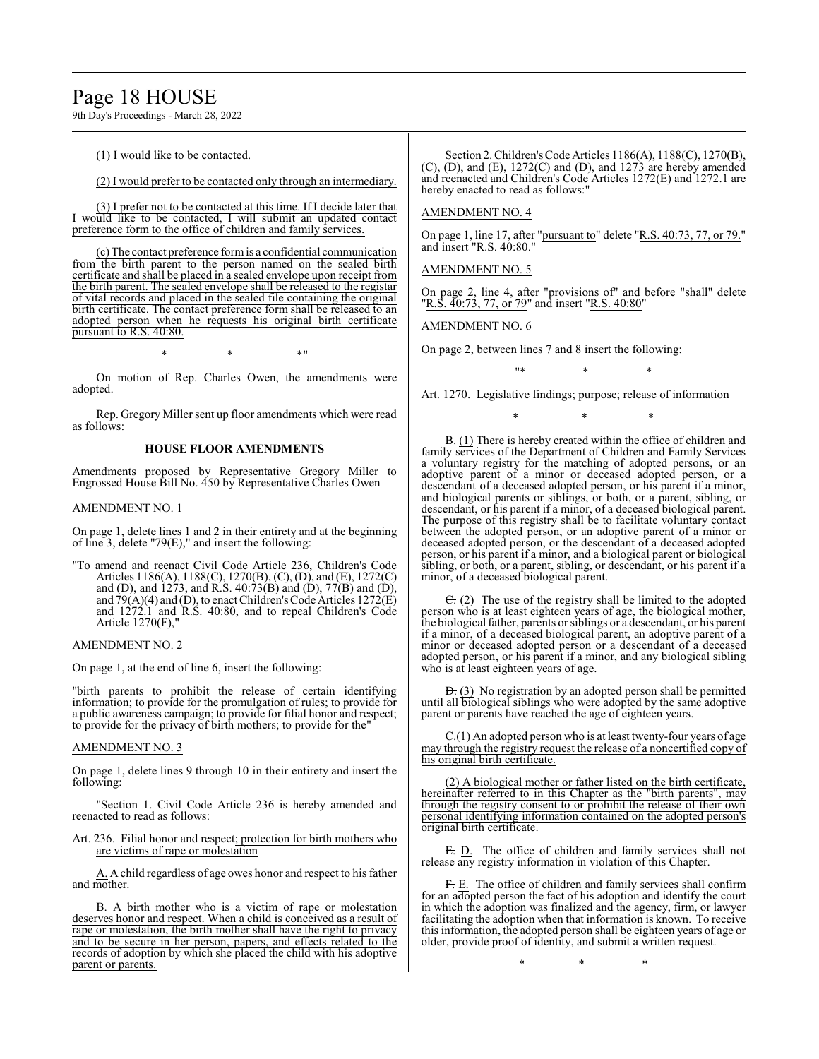(1) I would like to be contacted.

(2) I would prefer to be contacted only through an intermediary.

(3) I prefer not to be contacted at this time. If I decide later that I would like to be contacted, I will submit an updated contact preference form to the office of children and family services.

(c) The contact preference form is a confidential communication from the birth parent to the person named on the sealed birth certificate and shall be placed in a sealed envelope upon receipt from the birth parent. The sealed envelope shall be released to the registar of vital records and placed in the sealed file containing the original birth certificate. The contact preference form shall be released to an adopted person when he requests his original birth certificate pursuant to R.S. 40:80.

\* \* \*"

On motion of Rep. Charles Owen, the amendments were adopted.

Rep. Gregory Miller sent up floor amendments which were read as follows:

**HOUSE FLOOR AMENDMENTS**

Amendments proposed by Representative Gregory Miller to Engrossed House Bill No. 450 by Representative Charles Owen

AMENDMENT NO. 1

On page 1, delete lines 1 and 2 in their entirety and at the beginning of line 3, delete "79(E)," and insert the following:

"To amend and reenact Civil Code Article 236, Children's Code Articles 1186(A), 1188(C), 1270(B), (C), (D), and (E), 1272(C) and (D), and 1273, and R.S. 40:73(B) and (D), 77(B) and (D), and 79(A)(4) and (D), to enact Children's Code Articles 1272(E) and 1272.1 and R.S. 40:80, and to repeal Children's Code Article 1270(F),"

AMENDMENT NO. 2

On page 1, at the end of line 6, insert the following:

"birth parents to prohibit the release of certain identifying information; to provide for the promulgation of rules; to provide for a public awareness campaign; to provide for filial honor and respect; to provide for the privacy of birth mothers; to provide for the"

AMENDMENT NO. 3

On page 1, delete lines 9 through 10 in their entirety and insert the following:

"Section 1. Civil Code Article 236 is hereby amended and reenacted to read as follows:

Art. 236. Filial honor and respect; protection for birth mothers who are victims of rape or molestation

A. A child regardless of age owes honor and respect to his father and mother.

B. A birth mother who is a victim of rape or molestation deserves honor and respect. When a child is conceived as a result of rape or molestation, the birth mother shall have the right to privacy and to be secure in her person, papers, and effects related to the records of adoption by which she placed the child with his adoptive parent or parents.

Section 2. Children's Code Articles 1186(A), 1188(C), 1270(B), (C), (D), and (E), 1272(C) and (D), and 1273 are hereby amended and reenacted and Children's Code Articles 1272(E) and 1272.1 are hereby enacted to read as follows:"

AMENDMENT NO. 4

On page 1, line 17, after "pursuant to" delete "R.S. 40:73, 77, or 79." and insert "R.S. 40:80."

AMENDMENT NO. 5

On page 2, line 4, after "provisions of" and before "shall" delete "R.S. 40:73, 77, or 79" and insert "R.S. 40:80"

AMENDMENT NO. 6

On page 2, between lines 7 and 8 insert the following:

"\* \* \*

Art. 1270. Legislative findings; purpose; release of information

\* \* \*

B. (1) There is hereby created within the office of children and family services of the Department of Children and Family Services a voluntary registry for the matching of adopted persons, or an adoptive parent of a minor or deceased adopted person, or a descendant of a deceased adopted person, or his parent if a minor, and biological parents or siblings, or both, or a parent, sibling, or descendant, or his parent if a minor, of a deceased biological parent. The purpose of this registry shall be to facilitate voluntary contact between the adopted person, or an adoptive parent of a minor or deceased adopted person, or the descendant of a deceased adopted person, or his parent if a minor, and a biological parent or biological sibling, or both, or a parent, sibling, or descendant, or his parent if a minor, of a deceased biological parent.

~~C.~~ (2) The use of the registry shall be limited to the adopted person who is at least eighteen years of age, the biological mother, the biological father, parents or siblings or a descendant, or his parent if a minor, of a deceased biological parent, an adoptive parent of a minor or deceased adopted person or a descendant of a deceased adopted person, or his parent if a minor, and any biological sibling who is at least eighteen years of age.

~~D.~~ (3) No registration by an adopted person shall be permitted until all biological siblings who were adopted by the same adoptive parent or parents have reached the age of eighteen years.

C.(1) An adopted person who is at least twenty-four years of age may through the registry request the release of a noncertified copy of his original birth certificate.

(2) A biological mother or father listed on the birth certificate, hereinafter referred to in this Chapter as the "birth parents", may through the registry consent to or prohibit the release of their own personal identifying information contained on the adopted person's original birth certificate.

~~E.~~ D. The office of children and family services shall not release any registry information in violation of this Chapter.

~~F.~~ E. The office of children and family services shall confirm for an adopted person the fact of his adoption and identify the court in which the adoption was finalized and the agency, firm, or lawyer facilitating the adoption when that information is known. To receive this information, the adopted person shall be eighteen years of age or older, provide proof of identity, and submit a written request.

\* \* \*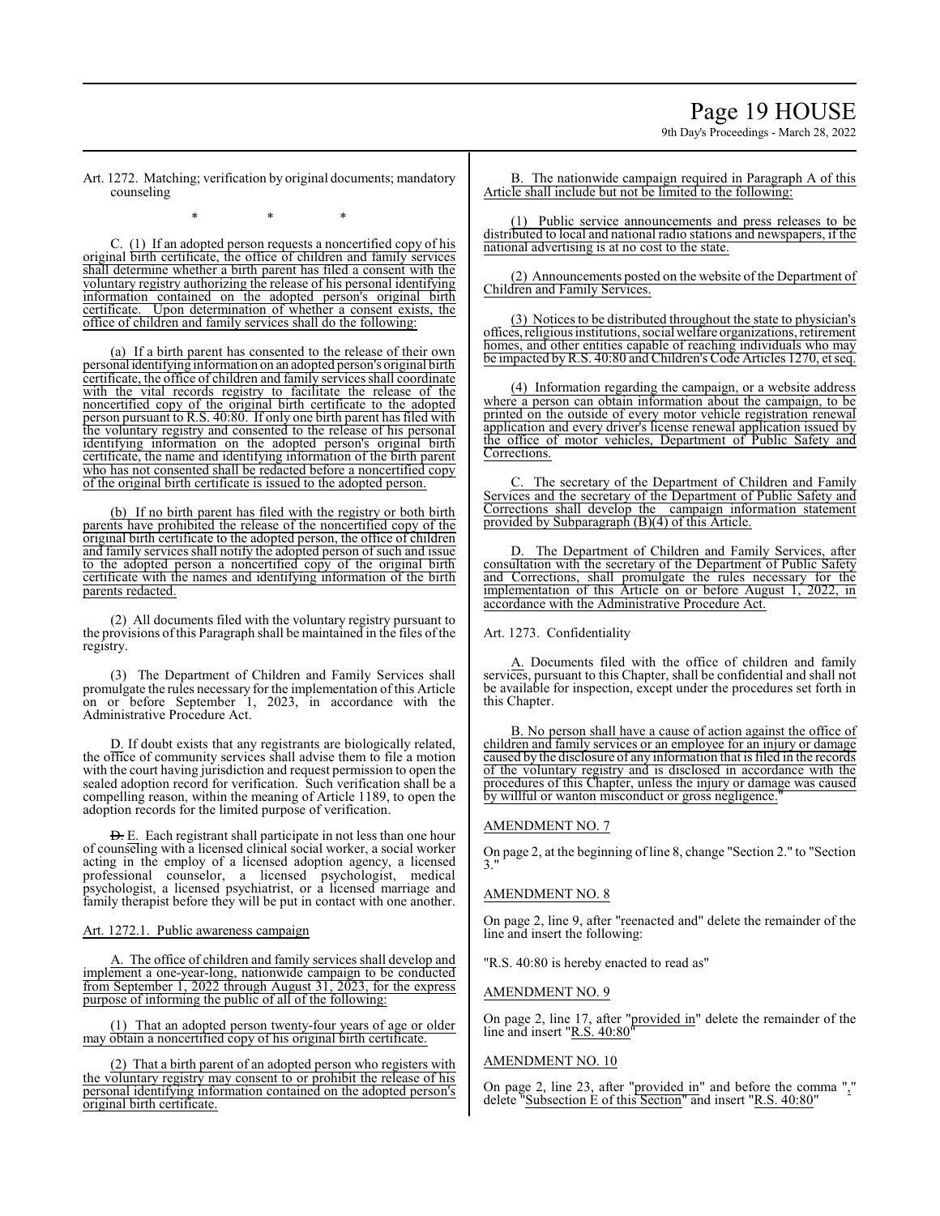Art. 1272. Matching; verification by original documents; mandatory counseling

\* \* \*

C. (1) If an adopted person requests a noncertified copy of his original birth certificate, the office of children and family services shall determine whether a birth parent has filed a consent with the voluntary registry authorizing the release of his personal identifying information contained on the adopted person's original birth certificate. Upon determination of whether a consent exists, the office of children and family services shall do the following:

(a) If a birth parent has consented to the release of their own personal identifying information on an adopted person's original birth certificate, the office of children and family services shall coordinate with the vital records registry to facilitate the release of the noncertified copy of the original birth certificate to the adopted person pursuant to R.S. 40:80. If only one birth parent has filed with the voluntary registry and consented to the release of his personal identifying information on the adopted person's original birth certificate, the name and identifying information of the birth parent who has not consented shall be redacted before a noncertified copy of the original birth certificate is issued to the adopted person.

(b) If no birth parent has filed with the registry or both birth parents have prohibited the release of the noncertified copy of the original birth certificate to the adopted person, the office of children and family services shall notify the adopted person of such and issue to the adopted person a noncertified copy of the original birth certificate with the names and identifying information of the birth parents redacted.

(2) All documents filed with the voluntary registry pursuant to the provisions of this Paragraph shall be maintained in the files of the registry.

(3) The Department of Children and Family Services shall promulgate the rules necessary for the implementation of this Article on or before September 1, 2023, in accordance with the Administrative Procedure Act.

D. If doubt exists that any registrants are biologically related, the office of community services shall advise them to file a motion with the court having jurisdiction and request permission to open the sealed adoption record for verification. Such verification shall be a compelling reason, within the meaning of Article 1189, to open the adoption records for the limited purpose of verification.

~~D.~~ E. Each registrant shall participate in not less than one hour of counseling with a licensed clinical social worker, a social worker acting in the employ of a licensed adoption agency, a licensed professional counselor, a licensed psychologist, medical psychologist, a licensed psychiatrist, or a licensed marriage and family therapist before they will be put in contact with one another.

Art. 1272.1. Public awareness campaign

A. The office of children and family services shall develop and implement a one-year-long, nationwide campaign to be conducted from September 1, 2022 through August 31, 2023, for the express purpose of informing the public of all of the following:

(1) That an adopted person twenty-four years of age or older may obtain a noncertified copy of his original birth certificate.

(2) That a birth parent of an adopted person who registers with the voluntary registry may consent to or prohibit the release of his personal identifying information contained on the adopted person's original birth certificate.

B. The nationwide campaign required in Paragraph A of this Article shall include but not be limited to the following:

(1) Public service announcements and press releases to be distributed to local and national radio stations and newspapers, if the national advertising is at no cost to the state.

(2) Announcements posted on the website of the Department of Children and Family Services.

(3) Notices to be distributed throughout the state to physician's offices, religious institutions, social welfare organizations, retirement homes, and other entities capable of reaching individuals who may be impacted by R.S. 40:80 and Children's Code Articles 1270, et seq.

(4) Information regarding the campaign, or a website address where a person can obtain information about the campaign, to be printed on the outside of every motor vehicle registration renewal application and every driver's license renewal application issued by the office of motor vehicles, Department of Public Safety and Corrections.

C. The secretary of the Department of Children and Family Services and the secretary of the Department of Public Safety and Corrections shall develop the campaign information statement provided by Subparagraph (B)(4) of this Article.

D. The Department of Children and Family Services, after consultation with the secretary of the Department of Public Safety and Corrections, shall promulgate the rules necessary for the implementation of this Article on or before August 1, 2022, in accordance with the Administrative Procedure Act.

Art. 1273. Confidentiality

A. Documents filed with the office of children and family services, pursuant to this Chapter, shall be confidential and shall not be available for inspection, except under the procedures set forth in this Chapter.

B. No person shall have a cause of action against the office of children and family services or an employee for an injury or damage caused by the disclosure of any information that is filed in the records of the voluntary registry and is disclosed in accordance with the procedures of this Chapter, unless the injury or damage was caused by willful or wanton misconduct or gross negligence."

AMENDMENT NO. 7

On page 2, at the beginning of line 8, change "Section 2." to "Section 3."

AMENDMENT NO. 8

On page 2, line 9, after "reenacted and" delete the remainder of the line and insert the following:

"R.S. 40:80 is hereby enacted to read as"

AMENDMENT NO. 9

On page 2, line 17, after "provided in" delete the remainder of the line and insert "R.S. 40:80"

AMENDMENT NO. 10

On page 2, line 23, after "provided in" and before the comma "," delete "Subsection E of this Section" and insert "R.S. 40:80"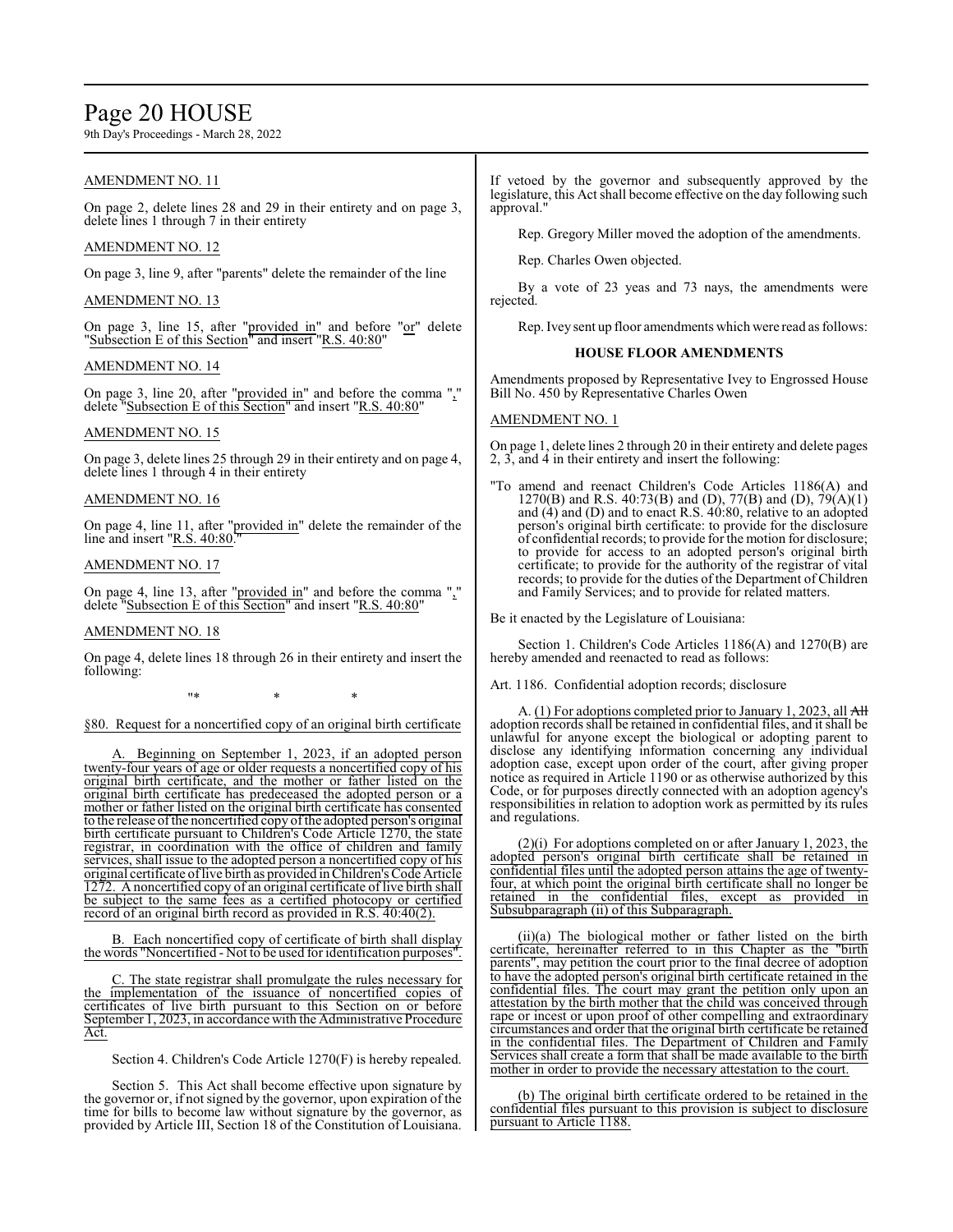AMENDMENT NO. 11

On page 2, delete lines 28 and 29 in their entirety and on page 3, delete lines 1 through 7 in their entirety

AMENDMENT NO. 12

On page 3, line 9, after "parents" delete the remainder of the line

AMENDMENT NO. 13

On page 3, line 15, after "provided in" and before "or" delete "Subsection E of this Section" and insert "R.S. 40:80"

AMENDMENT NO. 14

On page 3, line 20, after "provided in" and before the comma "," delete "Subsection E of this Section" and insert "R.S. 40:80"

AMENDMENT NO. 15

On page 3, delete lines 25 through 29 in their entirety and on page 4, delete lines 1 through 4 in their entirety

AMENDMENT NO. 16

On page 4, line 11, after "provided in" delete the remainder of the line and insert "R.S. 40:80."

AMENDMENT NO. 17

On page 4, line 13, after "provided in" and before the comma "," delete "Subsection E of this Section" and insert "R.S. 40:80"

AMENDMENT NO. 18

On page 4, delete lines 18 through 26 in their entirety and insert the following:

"* * *

§80. Request for a noncertified copy of an original birth certificate

A. Beginning on September 1, 2023, if an adopted person twenty-four years of age or older requests a noncertified copy of his original birth certificate, and the mother or father listed on the original birth certificate has predeceased the adopted person or a mother or father listed on the original birth certificate has consented to the release of the noncertified copy of the adopted person's original birth certificate pursuant to Children's Code Article 1270, the state registrar, in coordination with the office of children and family services, shall issue to the adopted person a noncertified copy of his original certificate of live birth as provided in Children's Code Article 1272. A noncertified copy of an original certificate of live birth shall be subject to the same fees as a certified photocopy or certified record of an original birth record as provided in R.S. 40:40(2).

B. Each noncertified copy of certificate of birth shall display the words "Noncertified - Not to be used for identification purposes".

C. The state registrar shall promulgate the rules necessary for the implementation of the issuance of noncertified copies of certificates of live birth pursuant to this Section on or before September 1, 2023, in accordance with the Administrative Procedure Act.

Section 4. Children's Code Article 1270(F) is hereby repealed.

Section 5. This Act shall become effective upon signature by the governor or, if not signed by the governor, upon expiration of the time for bills to become law without signature by the governor, as provided by Article III, Section 18 of the Constitution of Louisiana. If vetoed by the governor and subsequently approved by the legislature, this Act shall become effective on the day following such approval."

Rep. Gregory Miller moved the adoption of the amendments.

Rep. Charles Owen objected.

By a vote of 23 yeas and 73 nays, the amendments were rejected.

Rep. Ivey sent up floor amendments which were read as follows:

### HOUSE FLOOR AMENDMENTS

Amendments proposed by Representative Ivey to Engrossed House Bill No. 450 by Representative Charles Owen

AMENDMENT NO. 1

On page 1, delete lines 2 through 20 in their entirety and delete pages 2, 3, and 4 in their entirety and insert the following:

"To amend and reenact Children's Code Articles 1186(A) and 1270(B) and R.S. 40:73(B) and (D), 77(B) and (D), 79(A)(1) and (4) and (D) and to enact R.S. 40:80, relative to an adopted person's original birth certificate: to provide for the disclosure of confidential records; to provide for the motion for disclosure; to provide for access to an adopted person's original birth certificate; to provide for the authority of the registrar of vital records; to provide for the duties of the Department of Children and Family Services; and to provide for related matters.

Be it enacted by the Legislature of Louisiana:

Section 1. Children's Code Articles 1186(A) and 1270(B) are hereby amended and reenacted to read as follows:

Art. 1186. Confidential adoption records; disclosure

A. (1) For adoptions completed prior to January 1, 2023, all ~~All~~ adoption records shall be retained in confidential files, and it shall be unlawful for anyone except the biological or adopting parent to disclose any identifying information concerning any individual adoption case, except upon order of the court, after giving proper notice as required in Article 1190 or as otherwise authorized by this Code, or for purposes directly connected with an adoption agency's responsibilities in relation to adoption work as permitted by its rules and regulations.

(2)(i) For adoptions completed on or after January 1, 2023, the adopted person's original birth certificate shall be retained in confidential files until the adopted person attains the age of twenty-four, at which point the original birth certificate shall no longer be retained in the confidential files, except as provided in Subsubparagraph (ii) of this Subparagraph.

(ii)(a) The biological mother or father listed on the birth certificate, hereinafter referred to in this Chapter as the "birth parents", may petition the court prior to the final decree of adoption to have the adopted person's original birth certificate retained in the confidential files. The court may grant the petition only upon an attestation by the birth mother that the child was conceived through rape or incest or upon proof of other compelling and extraordinary circumstances and order that the original birth certificate be retained in the confidential files. The Department of Children and Family Services shall create a form that shall be made available to the birth mother in order to provide the necessary attestation to the court.

(b) The original birth certificate ordered to be retained in the confidential files pursuant to this provision is subject to disclosure pursuant to Article 1188.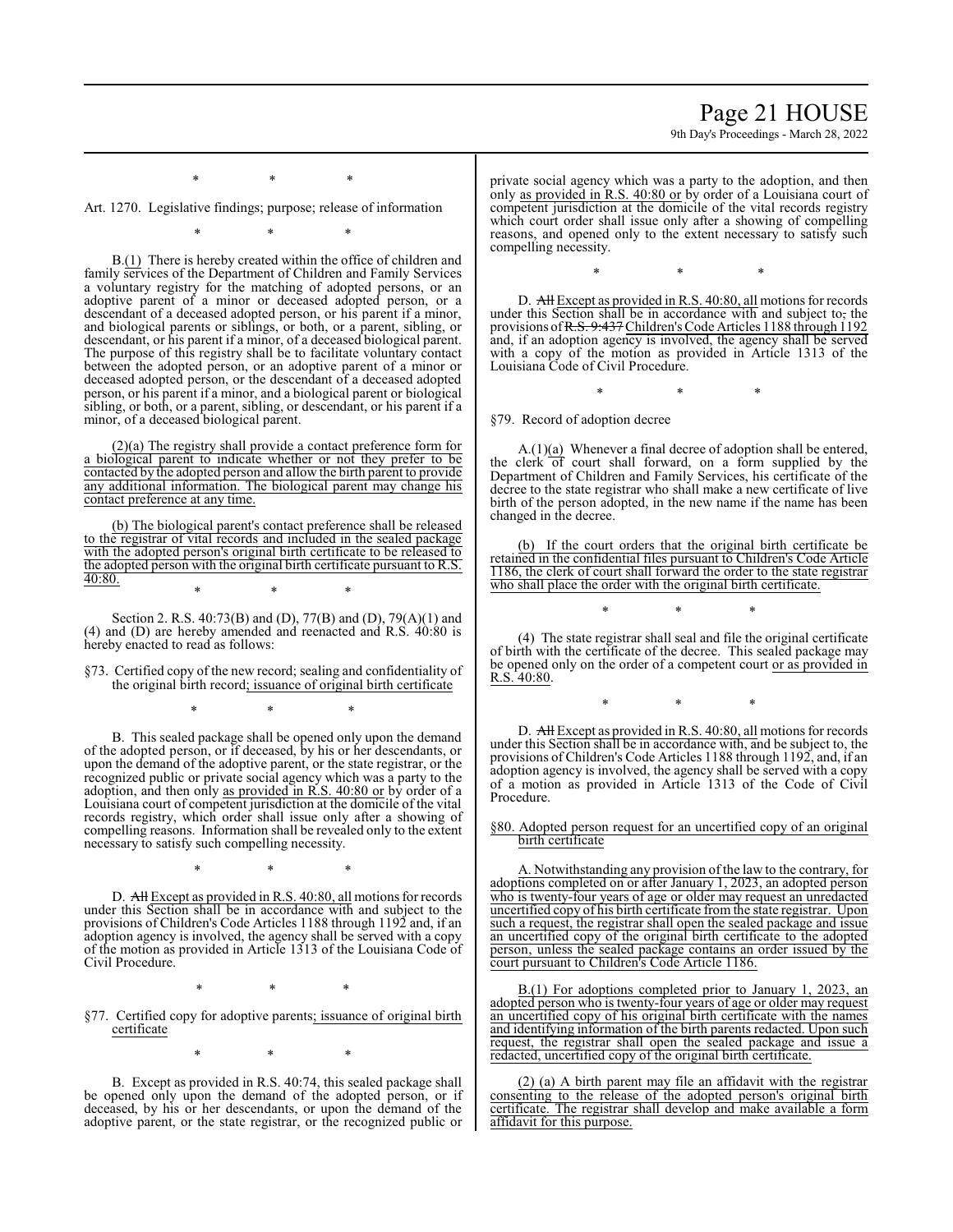\*           \*           \*

Art. 1270. Legislative findings; purpose; release of information

\*           \*           \*

B.(1) There is hereby created within the office of children and family services of the Department of Children and Family Services a voluntary registry for the matching of adopted persons, or an adoptive parent of a minor or deceased adopted person, or a descendant of a deceased adopted person, or his parent if a minor, and biological parents or siblings, or both, or a parent, sibling, or descendant, or his parent if a minor, of a deceased biological parent. The purpose of this registry shall be to facilitate voluntary contact between the adopted person, or an adoptive parent of a minor or deceased adopted person, or the descendant of a deceased adopted person, or his parent if a minor, and a biological parent or biological sibling, or both, or a parent, sibling, or descendant, or his parent if a minor, of a deceased biological parent.

(2)(a) The registry shall provide a contact preference form for a biological parent to indicate whether or not they prefer to be contacted by the adopted person and allow the birth parent to provide any additional information. The biological parent may change his contact preference at any time.

(b) The biological parent's contact preference shall be released to the registrar of vital records and included in the sealed package with the adopted person's original birth certificate to be released to the adopted person with the original birth certificate pursuant to R.S. 40:80.

\*           \*           \*

Section 2. R.S. 40:73(B) and (D), 77(B) and (D), 79(A)(1) and (4) and (D) are hereby amended and reenacted and R.S. 40:80 is hereby enacted to read as follows:

§73. Certified copy of the new record; sealing and confidentiality of the original birth record; issuance of original birth certificate

\*           \*           \*

B. This sealed package shall be opened only upon the demand of the adopted person, or if deceased, by his or her descendants, or upon the demand of the adoptive parent, or the state registrar, or the recognized public or private social agency which was a party to the adoption, and then only as provided in R.S. 40:80 or by order of a Louisiana court of competent jurisdiction at the domicile of the vital records registry, which order shall issue only after a showing of compelling reasons. Information shall be revealed only to the extent necessary to satisfy such compelling necessity.

\*           \*           \*

D. ~~All~~ Except as provided in R.S. 40:80, all motions for records under this Section shall be in accordance with and subject to the provisions of Children's Code Articles 1188 through 1192 and, if an adoption agency is involved, the agency shall be served with a copy of the motion as provided in Article 1313 of the Louisiana Code of Civil Procedure.

\*           \*           \*

§77. Certified copy for adoptive parents; issuance of original birth certificate

\*           \*           \*

B. Except as provided in R.S. 40:74, this sealed package shall be opened only upon the demand of the adopted person, or if deceased, by his or her descendants, or upon the demand of the adoptive parent, or the state registrar, or the recognized public or private social agency which was a party to the adoption, and then only as provided in R.S. 40:80 or by order of a Louisiana court of competent jurisdiction at the domicile of the vital records registry which court order shall issue only after a showing of compelling reasons, and opened only to the extent necessary to satisfy such compelling necessity.

\*           \*           \*

D. ~~All~~ Except as provided in R.S. 40:80, all motions for records under this Section shall be in accordance with and subject to~~,~~ the provisions of ~~R.S. 9:437~~ Children's Code Articles 1188 through 1192 and, if an adoption agency is involved, the agency shall be served with a copy of the motion as provided in Article 1313 of the Louisiana Code of Civil Procedure.

\*           \*           \*

§79. Record of adoption decree

A.(1)(a) Whenever a final decree of adoption shall be entered, the clerk of court shall forward, on a form supplied by the Department of Children and Family Services, his certificate of the decree to the state registrar who shall make a new certificate of live birth of the person adopted, in the new name if the name has been changed in the decree.

(b) If the court orders that the original birth certificate be retained in the confidential files pursuant to Children's Code Article 1186, the clerk of court shall forward the order to the state registrar who shall place the order with the original birth certificate.

\*           \*           \*

(4) The state registrar shall seal and file the original certificate of birth with the certificate of the decree. This sealed package may be opened only on the order of a competent court or as provided in R.S. 40:80.

\*           \*           \*

D. ~~All~~ Except as provided in R.S. 40:80, all motions for records under this Section shall be in accordance with, and be subject to, the provisions of Children's Code Articles 1188 through 1192, and, if an adoption agency is involved, the agency shall be served with a copy of a motion as provided in Article 1313 of the Code of Civil Procedure.

§80. Adopted person request for an uncertified copy of an original birth certificate

A. Notwithstanding any provision of the law to the contrary, for adoptions completed on or after January 1, 2023, an adopted person who is twenty-four years of age or older may request an unredacted uncertified copy of his birth certificate from the state registrar. Upon such a request, the registrar shall open the sealed package and issue an uncertified copy of the original birth certificate to the adopted person, unless the sealed package contains an order issued by the court pursuant to Children's Code Article 1186.

B.(1) For adoptions completed prior to January 1, 2023, an adopted person who is twenty-four years of age or older may request an uncertified copy of his original birth certificate with the names and identifying information of the birth parents redacted. Upon such request, the registrar shall open the sealed package and issue a redacted, uncertified copy of the original birth certificate.

(2) (a) A birth parent may file an affidavit with the registrar consenting to the release of the adopted person's original birth certificate. The registrar shall develop and make available a form affidavit for this purpose.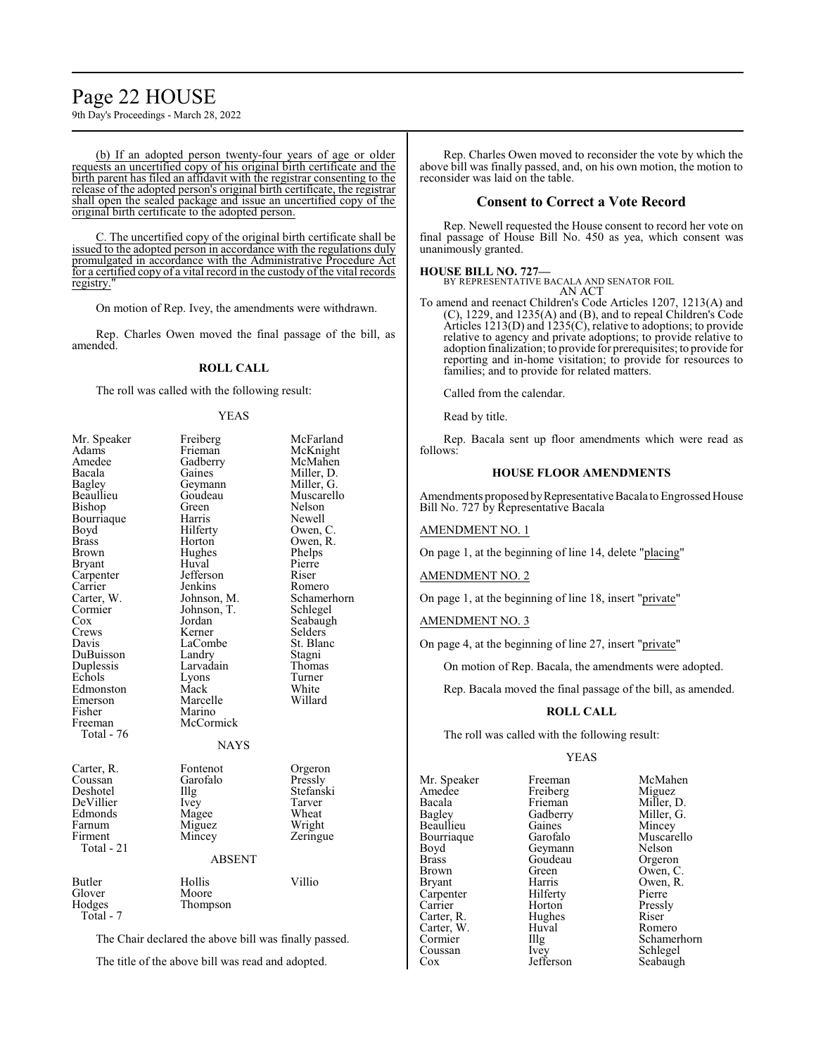(b) If an adopted person twenty-four years of age or older requests an uncertified copy of his original birth certificate and the birth parent has filed an affidavit with the registrar consenting to the release of the adopted person's original birth certificate, the registrar shall open the sealed package and issue an uncertified copy of the original birth certificate to the adopted person.

C. The uncertified copy of the original birth certificate shall be issued to the adopted person in accordance with the regulations duly promulgated in accordance with the Administrative Procedure Act for a certified copy of a vital record in the custody of the vital records registry."

On motion of Rep. Ivey, the amendments were withdrawn.

Rep. Charles Owen moved the final passage of the bill, as amended.

**ROLL CALL**

The roll was called with the following result:

YEAS

| | | |
|---|---|---|
| Mr. Speaker | Freiberg | McFarland |
| Adams | Frieman | McKnight |
| Amedee | Gadberry | McMahen |
| Bacala | Gaines | Miller, D. |
| Bagley | Geymann | Miller, G. |
| Beaullieu | Goudeau | Muscarello |
| Bishop | Green | Nelson |
| Bourriaque | Harris | Newell |
| Boyd | Hilferty | Owen, C. |
| Brass | Horton | Owen, R. |
| Brown | Hughes | Phelps |
| Bryant | Huval | Pierre |
| Carpenter | Jefferson | Riser |
| Carrier | Jenkins | Romero |
| Carter, W. | Johnson, M. | Schamerhorn |
| Cormier | Johnson, T. | Schlegel |
| Cox | Jordan | Seabaugh |
| Crews | Kerner | Selders |
| Davis | LaCombe | St. Blanc |
| DuBuisson | Landry | Stagni |
| Duplessis | Larvadain | Thomas |
| Echols | Lyons | Turner |
| Edmonston | Mack | White |
| Emerson | Marcelle | Willard |
| Fisher | Marino | |
| Freeman | McCormick | |
| Total - 76 | | |

NAYS

| | | |
|---|---|---|
| Carter, R. | Fontenot | Orgeron |
| Coussan | Garofalo | Pressly |
| Deshotel | Illg | Stefanski |
| DeVillier | Ivey | Tarver |
| Edmonds | Magee | Wheat |
| Farnum | Miguez | Wright |
| Firment | Mincey | Zeringue |
| Total - 21 | | |

ABSENT

| | | |
|---|---|---|
| Butler | Hollis | Villio |
| Glover | Moore | |
| Hodges | Thompson | |
| Total - 7 | | |

The Chair declared the above bill was finally passed.

The title of the above bill was read and adopted.

Rep. Charles Owen moved to reconsider the vote by which the above bill was finally passed, and, on his own motion, the motion to reconsider was laid on the table.

## Consent to Correct a Vote Record

Rep. Newell requested the House consent to record her vote on final passage of House Bill No. 450 as yea, which consent was unanimously granted.

**HOUSE BILL NO. 727—**
BY REPRESENTATIVE BACALA AND SENATOR FOIL
AN ACT

To amend and reenact Children's Code Articles 1207, 1213(A) and (C), 1229, and 1235(A) and (B), and to repeal Children's Code Articles 1213(D) and 1235(C), relative to adoptions; to provide relative to agency and private adoptions; to provide relative to adoption finalization; to provide for prerequisites; to provide for reporting and in-home visitation; to provide for resources to families; and to provide for related matters.

Called from the calendar.

Read by title.

Rep. Bacala sent up floor amendments which were read as follows:

**HOUSE FLOOR AMENDMENTS**

Amendments proposed by Representative Bacala to Engrossed House Bill No. 727 by Representative Bacala

AMENDMENT NO. 1

On page 1, at the beginning of line 14, delete "placing"

AMENDMENT NO. 2

On page 1, at the beginning of line 18, insert "private"

AMENDMENT NO. 3

On page 4, at the beginning of line 27, insert "private"

On motion of Rep. Bacala, the amendments were adopted.

Rep. Bacala moved the final passage of the bill, as amended.

**ROLL CALL**

The roll was called with the following result:

YEAS

| | | |
|---|---|---|
| Mr. Speaker | Freeman | McMahen |
| Amedee | Freiberg | Miguez |
| Bacala | Frieman | Miller, D. |
| Bagley | Gadberry | Miller, G. |
| Beaullieu | Gaines | Mincey |
| Bourriaque | Garofalo | Muscarello |
| Boyd | Geymann | Nelson |
| Brass | Goudeau | Orgeron |
| Brown | Green | Owen, C. |
| Bryant | Harris | Owen, R. |
| Carpenter | Hilferty | Pierre |
| Carrier | Horton | Pressly |
| Carter, R. | Hughes | Riser |
| Carter, W. | Huval | Romero |
| Cormier | Illg | Schamerhorn |
| Coussan | Ivey | Schlegel |
| Cox | Jefferson | Seabaugh |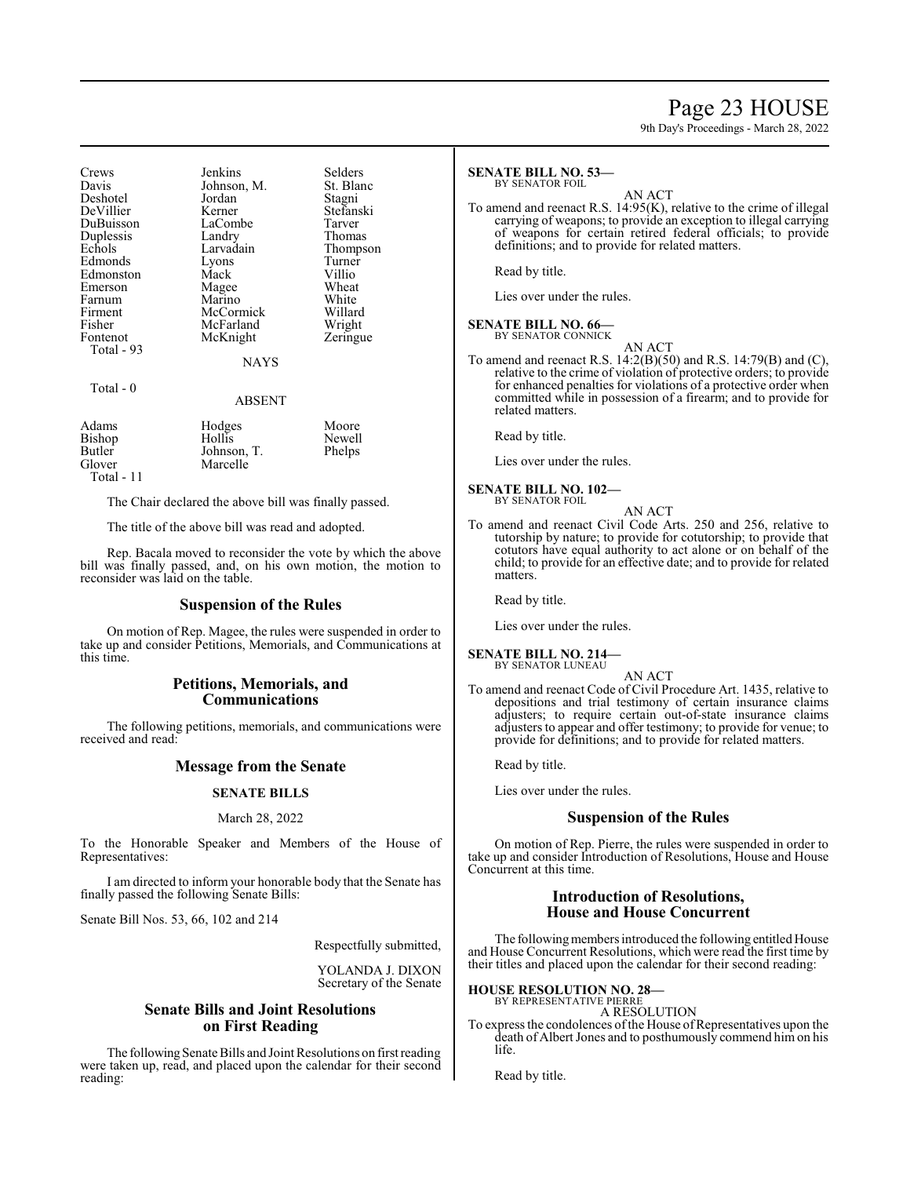| | | |
|---|---|---|
| Crews | Jenkins | Selders |
| Davis | Johnson, M. | St. Blanc |
| Deshotel | Jordan | Stagni |
| DeVillier | Kerner | Stefanski |
| DuBuisson | LaCombe | Tarver |
| Duplessis | Landry | Thomas |
| Echols | Larvadain | Thompson |
| Edmonds | Lyons | Turner |
| Edmonston | Mack | Villio |
| Emerson | Magee | Wheat |
| Farnum | Marino | White |
| Firment | McCormick | Willard |
| Fisher | McFarland | Wright |
| Fontenot | McKnight | Zeringue |

Total - 93

NAYS

Total - 0

ABSENT

| | | |
|---|---|---|
| Adams | Hodges | Moore |
| Bishop | Hollis | Newell |
| Butler | Johnson, T. | Phelps |
| Glover | Marcelle | |

Total - 11

The Chair declared the above bill was finally passed.

The title of the above bill was read and adopted.

Rep. Bacala moved to reconsider the vote by which the above bill was finally passed, and, on his own motion, the motion to reconsider was laid on the table.

## Suspension of the Rules

On motion of Rep. Magee, the rules were suspended in order to take up and consider Petitions, Memorials, and Communications at this time.

## Petitions, Memorials, and Communications

The following petitions, memorials, and communications were received and read:

## Message from the Senate

### SENATE BILLS

March 28, 2022

To the Honorable Speaker and Members of the House of Representatives:

I am directed to inform your honorable body that the Senate has finally passed the following Senate Bills:

Senate Bill Nos. 53, 66, 102 and 214

Respectfully submitted,

YOLANDA J. DIXON
Secretary of the Senate

## Senate Bills and Joint Resolutions on First Reading

The following Senate Bills and Joint Resolutions on first reading were taken up, read, and placed upon the calendar for their second reading:

**SENATE BILL NO. 53—**
BY SENATOR FOIL

AN ACT

To amend and reenact R.S. 14:95(K), relative to the crime of illegal carrying of weapons; to provide an exception to illegal carrying of weapons for certain retired federal officials; to provide definitions; and to provide for related matters.

Read by title.

Lies over under the rules.

**SENATE BILL NO. 66—**
BY SENATOR CONNICK

AN ACT

To amend and reenact R.S. 14:2(B)(50) and R.S. 14:79(B) and (C), relative to the crime of violation of protective orders; to provide for enhanced penalties for violations of a protective order when committed while in possession of a firearm; and to provide for related matters.

Read by title.

Lies over under the rules.

**SENATE BILL NO. 102—**
BY SENATOR FOIL

AN ACT

To amend and reenact Civil Code Arts. 250 and 256, relative to tutorship by nature; to provide for cotutorship; to provide that cotutors have equal authority to act alone or on behalf of the child; to provide for an effective date; and to provide for related matters.

Read by title.

Lies over under the rules.

**SENATE BILL NO. 214—**
BY SENATOR LUNEAU

AN ACT

To amend and reenact Code of Civil Procedure Art. 1435, relative to depositions and trial testimony of certain insurance claims adjusters; to require certain out-of-state insurance claims adjusters to appear and offer testimony; to provide for venue; to provide for definitions; and to provide for related matters.

Read by title.

Lies over under the rules.

## Suspension of the Rules

On motion of Rep. Pierre, the rules were suspended in order to take up and consider Introduction of Resolutions, House and House Concurrent at this time.

## Introduction of Resolutions, House and House Concurrent

The following members introduced the following entitled House and House Concurrent Resolutions, which were read the first time by their titles and placed upon the calendar for their second reading:

**HOUSE RESOLUTION NO. 28—**
BY REPRESENTATIVE PIERRE

A RESOLUTION

To express the condolences of the House of Representatives upon the death of Albert Jones and to posthumously commend him on his life.

Read by title.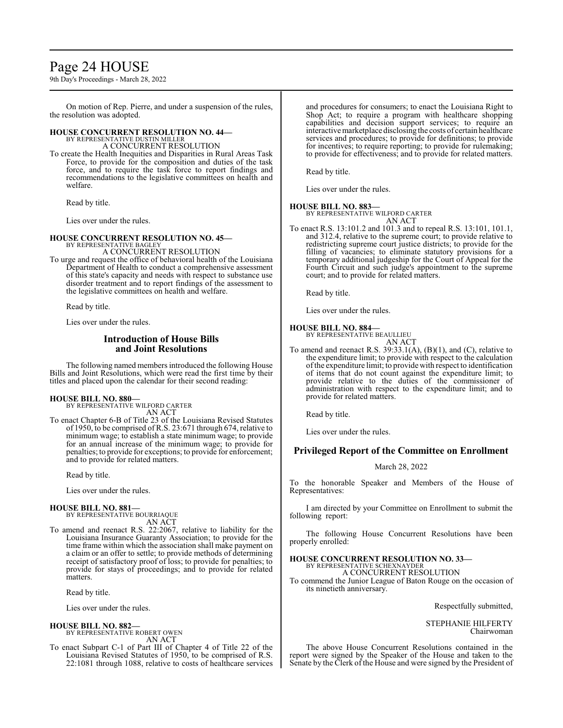On motion of Rep. Pierre, and under a suspension of the rules, the resolution was adopted.

**HOUSE CONCURRENT RESOLUTION NO. 44—**
BY REPRESENTATIVE DUSTIN MILLER
A CONCURRENT RESOLUTION

To create the Health Inequities and Disparities in Rural Areas Task Force, to provide for the composition and duties of the task force, and to require the task force to report findings and recommendations to the legislative committees on health and welfare.

Read by title.

Lies over under the rules.

**HOUSE CONCURRENT RESOLUTION NO. 45—**
BY REPRESENTATIVE BAGLEY
A CONCURRENT RESOLUTION

To urge and request the office of behavioral health of the Louisiana Department of Health to conduct a comprehensive assessment of this state's capacity and needs with respect to substance use disorder treatment and to report findings of the assessment to the legislative committees on health and welfare.

Read by title.

Lies over under the rules.

## Introduction of House Bills and Joint Resolutions

The following named members introduced the following House Bills and Joint Resolutions, which were read the first time by their titles and placed upon the calendar for their second reading:

**HOUSE BILL NO. 880—**
BY REPRESENTATIVE WILFORD CARTER
AN ACT

To enact Chapter 6-B of Title 23 of the Louisiana Revised Statutes of 1950, to be comprised of R.S. 23:671 through 674, relative to minimum wage; to establish a state minimum wage; to provide for an annual increase of the minimum wage; to provide for penalties; to provide for exceptions; to provide for enforcement; and to provide for related matters.

Read by title.

Lies over under the rules.

**HOUSE BILL NO. 881—**
BY REPRESENTATIVE BOURRIAQUE
AN ACT

To amend and reenact R.S. 22:2067, relative to liability for the Louisiana Insurance Guaranty Association; to provide for the time frame within which the association shall make payment on a claim or an offer to settle; to provide methods of determining receipt of satisfactory proof of loss; to provide for penalties; to provide for stays of proceedings; and to provide for related matters.

Read by title.

Lies over under the rules.

**HOUSE BILL NO. 882—**
BY REPRESENTATIVE ROBERT OWEN
AN ACT

To enact Subpart C-1 of Part III of Chapter 4 of Title 22 of the Louisiana Revised Statutes of 1950, to be comprised of R.S. 22:1081 through 1088, relative to costs of healthcare services and procedures for consumers; to enact the Louisiana Right to Shop Act; to require a program with healthcare shopping capabilities and decision support services; to require an interactive marketplace disclosing the costs of certain healthcare services and procedures; to provide for definitions; to provide for incentives; to require reporting; to provide for rulemaking; to provide for effectiveness; and to provide for related matters.

Read by title.

Lies over under the rules.

**HOUSE BILL NO. 883—**
BY REPRESENTATIVE WILFORD CARTER
AN ACT

To enact R.S. 13:101.2 and 101.3 and to repeal R.S. 13:101, 101.1, and 312.4, relative to the supreme court; to provide relative to redistricting supreme court justice districts; to provide for the filling of vacancies; to eliminate statutory provisions for a temporary additional judgeship for the Court of Appeal for the Fourth Circuit and such judge's appointment to the supreme court; and to provide for related matters.

Read by title.

Lies over under the rules.

**HOUSE BILL NO. 884—**
BY REPRESENTATIVE BEAULLIEU
AN ACT

To amend and reenact R.S. 39:33.1(A), (B)(1), and (C), relative to the expenditure limit; to provide with respect to the calculation of the expenditure limit; to provide with respect to identification of items that do not count against the expenditure limit; to provide relative to the duties of the commissioner of administration with respect to the expenditure limit; and to provide for related matters.

Read by title.

Lies over under the rules.

## Privileged Report of the Committee on Enrollment

March 28, 2022

To the honorable Speaker and Members of the House of Representatives:

I am directed by your Committee on Enrollment to submit the following report:

The following House Concurrent Resolutions have been properly enrolled:

**HOUSE CONCURRENT RESOLUTION NO. 33—**
BY REPRESENTATIVE SCHEXNAYDER
A CONCURRENT RESOLUTION

To commend the Junior League of Baton Rouge on the occasion of its ninetieth anniversary.

Respectfully submitted,

STEPHANIE HILFERTY
Chairwoman

The above House Concurrent Resolutions contained in the report were signed by the Speaker of the House and taken to the Senate by the Clerk of the House and were signed by the President of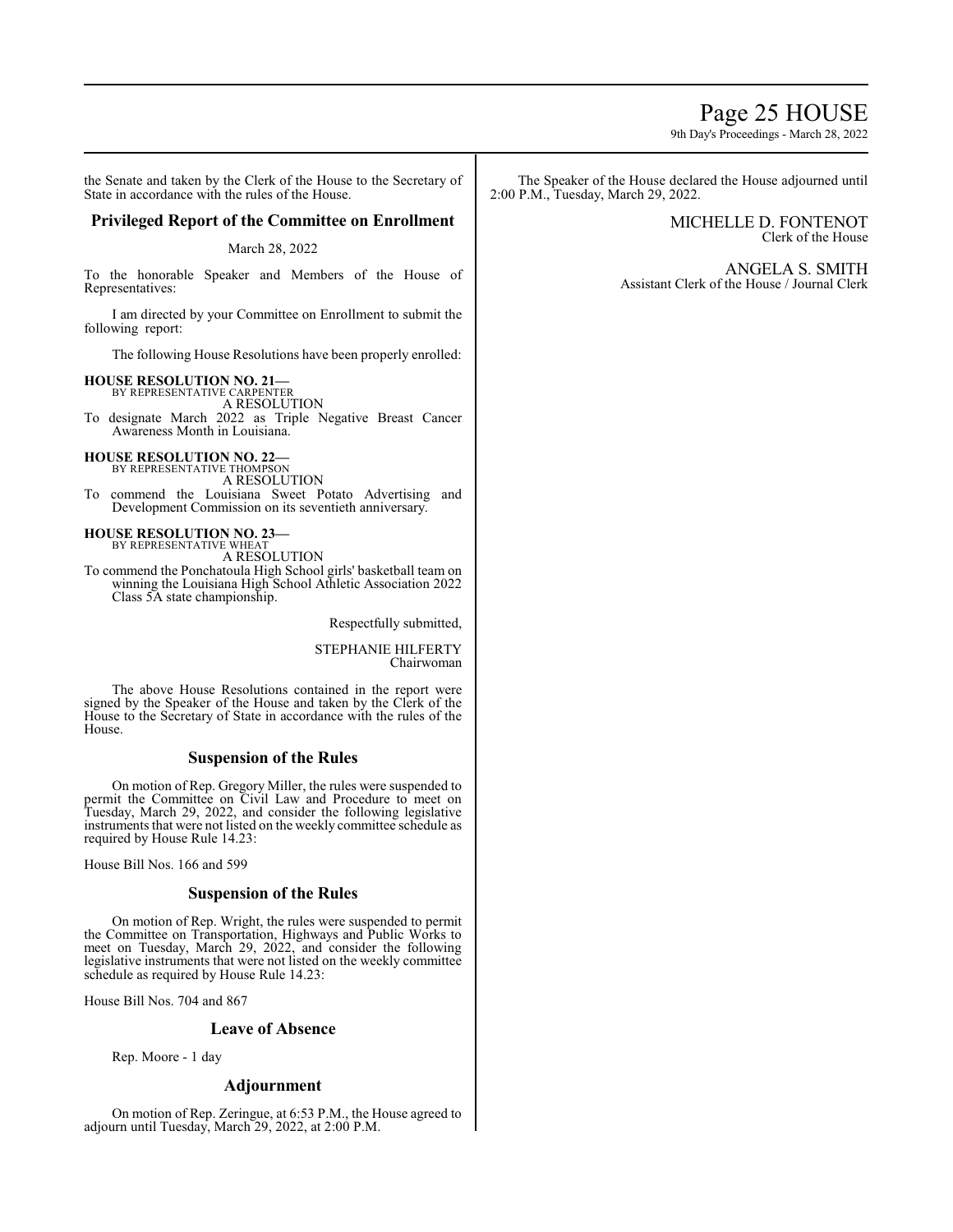the Senate and taken by the Clerk of the House to the Secretary of State in accordance with the rules of the House.

## Privileged Report of the Committee on Enrollment

March 28, 2022

To the honorable Speaker and Members of the House of Representatives:

I am directed by your Committee on Enrollment to submit the following report:

The following House Resolutions have been properly enrolled:

**HOUSE RESOLUTION NO. 21—**
BY REPRESENTATIVE CARPENTER
A RESOLUTION
To designate March 2022 as Triple Negative Breast Cancer Awareness Month in Louisiana.

**HOUSE RESOLUTION NO. 22—**
BY REPRESENTATIVE THOMPSON
A RESOLUTION
To commend the Louisiana Sweet Potato Advertising and Development Commission on its seventieth anniversary.

**HOUSE RESOLUTION NO. 23—**
BY REPRESENTATIVE WHEAT
A RESOLUTION
To commend the Ponchatoula High School girls' basketball team on winning the Louisiana High School Athletic Association 2022 Class 5A state championship.

Respectfully submitted,

STEPHANIE HILFERTY
Chairwoman

The above House Resolutions contained in the report were signed by the Speaker of the House and taken by the Clerk of the House to the Secretary of State in accordance with the rules of the House.

## Suspension of the Rules

On motion of Rep. Gregory Miller, the rules were suspended to permit the Committee on Civil Law and Procedure to meet on Tuesday, March 29, 2022, and consider the following legislative instruments that were not listed on the weekly committee schedule as required by House Rule 14.23:

House Bill Nos. 166 and 599

## Suspension of the Rules

On motion of Rep. Wright, the rules were suspended to permit the Committee on Transportation, Highways and Public Works to meet on Tuesday, March 29, 2022, and consider the following legislative instruments that were not listed on the weekly committee schedule as required by House Rule 14.23:

House Bill Nos. 704 and 867

## Leave of Absence

Rep. Moore - 1 day

## Adjournment

On motion of Rep. Zeringue, at 6:53 P.M., the House agreed to adjourn until Tuesday, March 29, 2022, at 2:00 P.M.

The Speaker of the House declared the House adjourned until 2:00 P.M., Tuesday, March 29, 2022.

MICHELLE D. FONTENOT
Clerk of the House

ANGELA S. SMITH
Assistant Clerk of the House / Journal Clerk